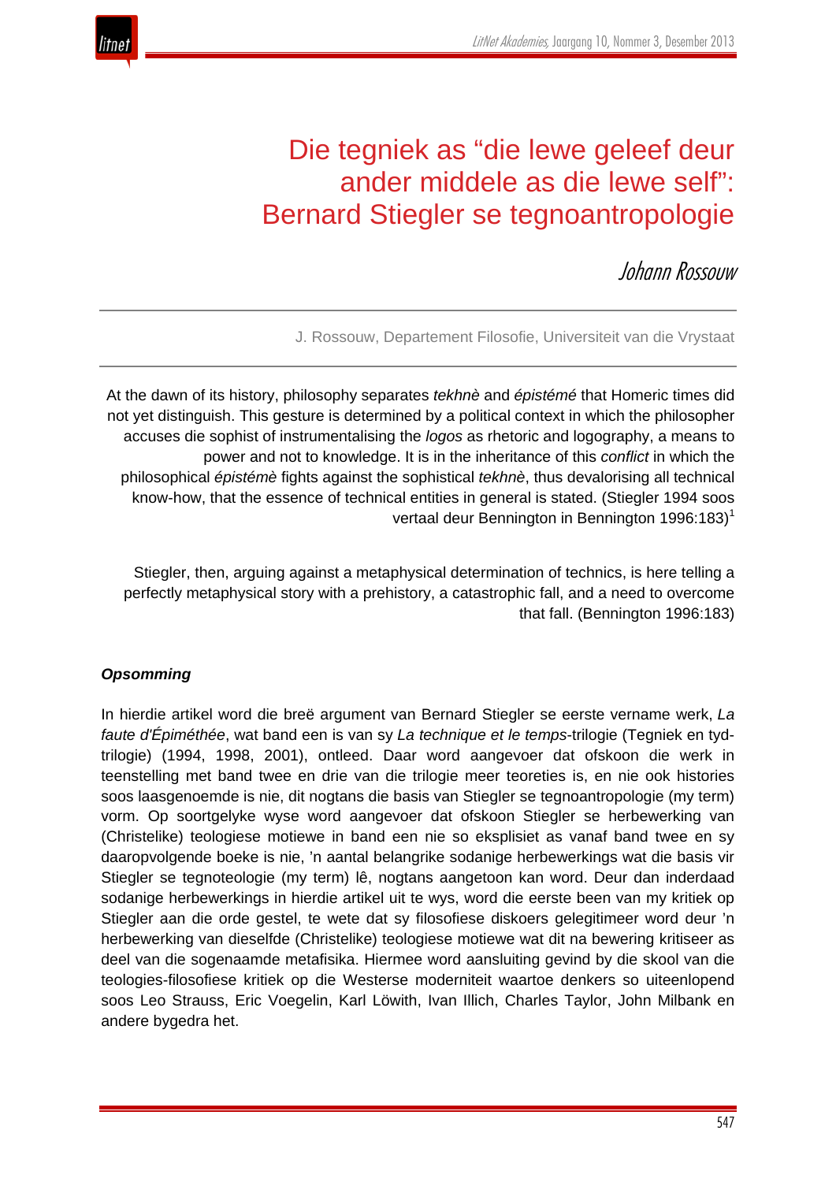# Die tegniek as "die lewe geleef deur ander middele as die lewe self": Bernard Stiegler se tegnoantropologie

*Johann Rossouw*

J. Rossouw, Departement Filosofie, Universiteit van die Vrystaat

At the dawn of its history, philosophy separates *tekhnè* and *épistémé* that Homeric times did not yet distinguish. This gesture is determined by a political context in which the philosopher accuses die sophist of instrumentalising the *logos* as rhetoric and logography, a means to power and not to knowledge. It is in the inheritance of this *conflict* in which the philosophical *épistémè* fights against the sophistical *tekhnè*, thus devalorising all technical know-how, that the essence of technical entities in general is stated. (Stiegler 1994 soos vertaal deur Bennington in Bennington 1996:183)[1]

Stiegler, then, arguing against a metaphysical determination of technics, is here telling a perfectly metaphysical story with a prehistory, a catastrophic fall, and a need to overcome that fall. (Bennington 1996:183)

***Opsomming***

In hierdie artikel word die breë argument van Bernard Stiegler se eerste vername werk, *La faute d'Épiméthée*, wat band een is van sy *La technique et le temps*-trilogie (Tegniek en tyd-trilogie) (1994, 1998, 2001), ontleed. Daar word aangevoer dat ofskoon die werk in teenstelling met band twee en drie van die trilogie meer teoreties is, en nie ook histories soos laasgenoemde is nie, dit nogtans die basis van Stiegler se tegnoantropologie (my term) vorm. Op soortgelyke wyse word aangevoer dat ofskoon Stiegler se herbewerking van (Christelike) teologiese motiewe in band een nie so eksplisiet as vanaf band twee en sy daaropvolgende boeke is nie, 'n aantal belangrike sodanige herbewerkings wat die basis vir Stiegler se tegnoteologie (my term) lê, nogtans aangetoon kan word. Deur dan inderdaad sodanige herbewerkings in hierdie artikel uit te wys, word die eerste been van my kritiek op Stiegler aan die orde gestel, te wete dat sy filosofiese diskoers gelegitimeer word deur 'n herbewerking van dieselfde (Christelike) teologiese motiewe wat dit na bewering kritiseer as deel van die sogenaamde metafisika. Hiermee word aansluiting gevind by die skool van die teologies-filosofiese kritiek op die Westerse moderniteit waartoe denkers so uiteenlopend soos Leo Strauss, Eric Voegelin, Karl Löwith, Ivan Illich, Charles Taylor, John Milbank en andere bygedra het.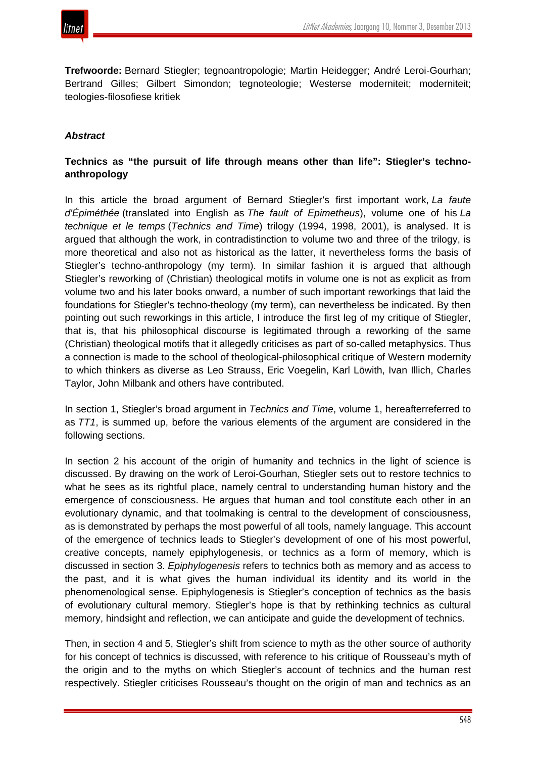**Trefwoorde:** Bernard Stiegler; tegnoantropologie; Martin Heidegger; André Leroi-Gourhan; Bertrand Gilles; Gilbert Simondon; tegnoteologie; Westerse moderniteit; moderniteit; teologies-filosofiese kritiek

### *Abstract*

### **Technics as "the pursuit of life through means other than life": Stiegler's techno-anthropology**

In this article the broad argument of Bernard Stiegler's first important work, *La faute d'Épiméthée* (translated into English as *The fault of Epimetheus*), volume one of his *La technique et le temps* (*Technics and Time*) trilogy (1994, 1998, 2001), is analysed. It is argued that although the work, in contradistinction to volume two and three of the trilogy, is more theoretical and also not as historical as the latter, it nevertheless forms the basis of Stiegler's techno-anthropology (my term). In similar fashion it is argued that although Stiegler's reworking of (Christian) theological motifs in volume one is not as explicit as from volume two and his later books onward, a number of such important reworkings that laid the foundations for Stiegler's techno-theology (my term), can nevertheless be indicated. By then pointing out such reworkings in this article, I introduce the first leg of my critique of Stiegler, that is, that his philosophical discourse is legitimated through a reworking of the same (Christian) theological motifs that it allegedly criticises as part of so-called metaphysics. Thus a connection is made to the school of theological-philosophical critique of Western modernity to which thinkers as diverse as Leo Strauss, Eric Voegelin, Karl Löwith, Ivan Illich, Charles Taylor, John Milbank and others have contributed.

In section 1, Stiegler's broad argument in *Technics and Time*, volume 1, hereafterreferred to as *TT1*, is summed up, before the various elements of the argument are considered in the following sections.

In section 2 his account of the origin of humanity and technics in the light of science is discussed. By drawing on the work of Leroi-Gourhan, Stiegler sets out to restore technics to what he sees as its rightful place, namely central to understanding human history and the emergence of consciousness. He argues that human and tool constitute each other in an evolutionary dynamic, and that toolmaking is central to the development of consciousness, as is demonstrated by perhaps the most powerful of all tools, namely language. This account of the emergence of technics leads to Stiegler's development of one of his most powerful, creative concepts, namely epiphylogenesis, or technics as a form of memory, which is discussed in section 3. *Epiphylogenesis* refers to technics both as memory and as access to the past, and it is what gives the human individual its identity and its world in the phenomenological sense. Epiphylogenesis is Stiegler's conception of technics as the basis of evolutionary cultural memory. Stiegler's hope is that by rethinking technics as cultural memory, hindsight and reflection, we can anticipate and guide the development of technics.

Then, in section 4 and 5, Stiegler's shift from science to myth as the other source of authority for his concept of technics is discussed, with reference to his critique of Rousseau's myth of the origin and to the myths on which Stiegler's account of technics and the human rest respectively. Stiegler criticises Rousseau's thought on the origin of man and technics as an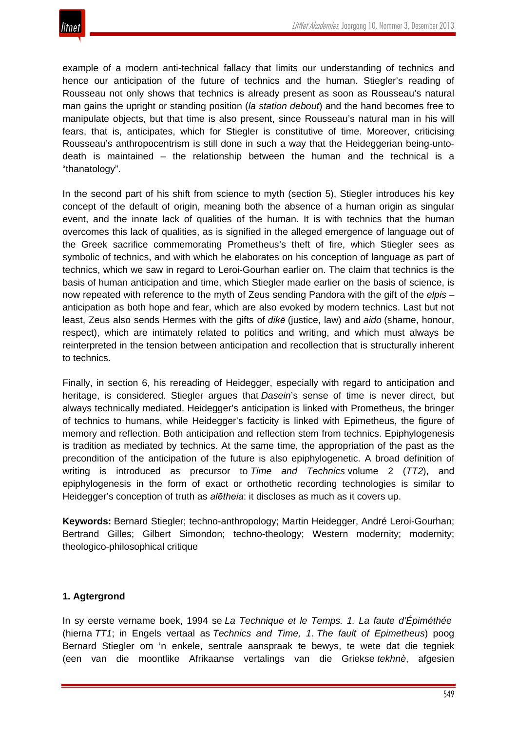example of a modern anti-technical fallacy that limits our understanding of technics and hence our anticipation of the future of technics and the human. Stiegler's reading of Rousseau not only shows that technics is already present as soon as Rousseau's natural man gains the upright or standing position (*la station debout*) and the hand becomes free to manipulate objects, but that time is also present, since Rousseau's natural man in his will fears, that is, anticipates, which for Stiegler is constitutive of time. Moreover, criticising Rousseau's anthropocentrism is still done in such a way that the Heideggerian being-unto-death is maintained – the relationship between the human and the technical is a "thanatology".

In the second part of his shift from science to myth (section 5), Stiegler introduces his key concept of the default of origin, meaning both the absence of a human origin as singular event, and the innate lack of qualities of the human. It is with technics that the human overcomes this lack of qualities, as is signified in the alleged emergence of language out of the Greek sacrifice commemorating Prometheus's theft of fire, which Stiegler sees as symbolic of technics, and with which he elaborates on his conception of language as part of technics, which we saw in regard to Leroi-Gourhan earlier on. The claim that technics is the basis of human anticipation and time, which Stiegler made earlier on the basis of science, is now repeated with reference to the myth of Zeus sending Pandora with the gift of the *elpis* – anticipation as both hope and fear, which are also evoked by modern technics. Last but not least, Zeus also sends Hermes with the gifts of *dikē* (justice, law) and *aido* (shame, honour, respect), which are intimately related to politics and writing, and which must always be reinterpreted in the tension between anticipation and recollection that is structurally inherent to technics.

Finally, in section 6, his rereading of Heidegger, especially with regard to anticipation and heritage, is considered. Stiegler argues that *Dasein*'s sense of time is never direct, but always technically mediated. Heidegger's anticipation is linked with Prometheus, the bringer of technics to humans, while Heidegger's facticity is linked with Epimetheus, the figure of memory and reflection. Both anticipation and reflection stem from technics. Epiphylogenesis is tradition as mediated by technics. At the same time, the appropriation of the past as the precondition of the anticipation of the future is also epiphylogenetic. A broad definition of writing is introduced as precursor to *Time and Technics* volume 2 (*TT2*), and epiphylogenesis in the form of exact or orthothetic recording technologies is similar to Heidegger's conception of truth as *alētheia*: it discloses as much as it covers up.

**Keywords:** Bernard Stiegler; techno-anthropology; Martin Heidegger, André Leroi-Gourhan; Bertrand Gilles; Gilbert Simondon; techno-theology; Western modernity; modernity; theologico-philosophical critique

## 1. Agtergrond

In sy eerste vername boek, 1994 se *La Technique et le Temps. 1. La faute d'Épiméthée* (hierna *TT1*; in Engels vertaal as *Technics and Time, 1. The fault of Epimetheus*) poog Bernard Stiegler om 'n enkele, sentrale aanspraak te bewys, te wete dat die tegniek (een van die moontlike Afrikaanse vertalings van die Griekse *tekhnè*, afgesien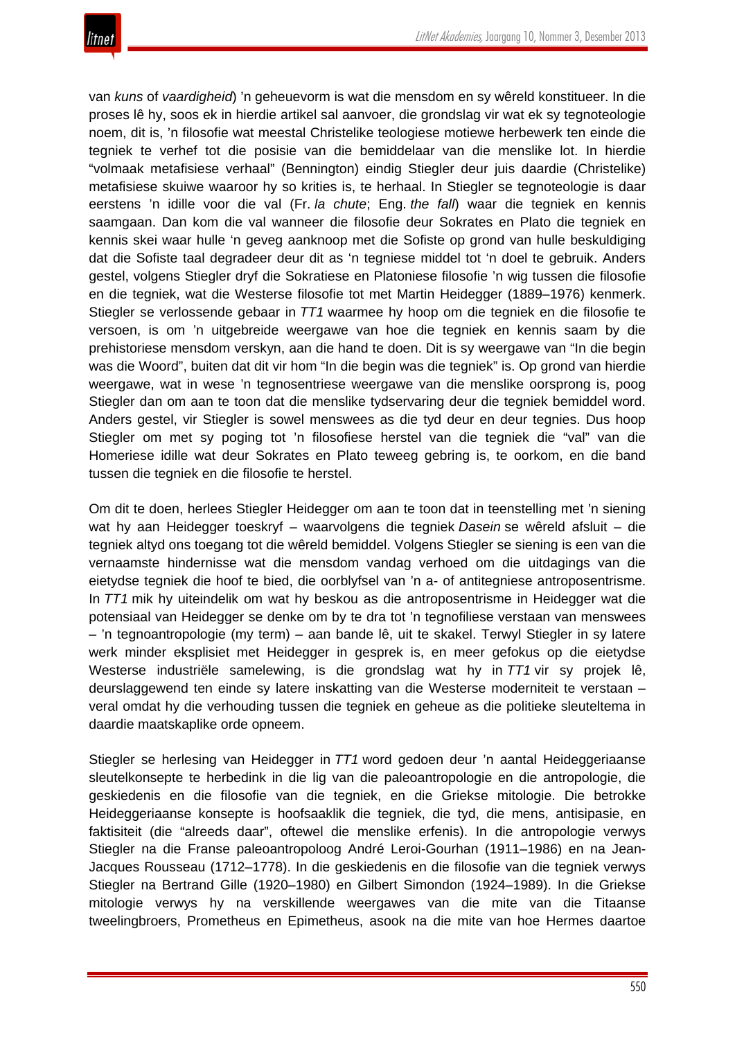van *kuns* of *vaardigheid*) 'n geheuevorm is wat die mensdom en sy wêreld konstitueer. In die proses lê hy, soos ek in hierdie artikel sal aanvoer, die grondslag vir wat ek sy tegnoteologie noem, dit is, 'n filosofie wat meestal Christelike teologiese motiewe herbewerk ten einde die tegniek te verhef tot die posisie van die bemiddelaar van die menslike lot. In hierdie "volmaak metafisiese verhaal" (Bennington) eindig Stiegler deur juis daardie (Christelike) metafisiese skuiwe waaroor hy so krities is, te herhaal. In Stiegler se tegnoteologie is daar eerstens 'n idille voor die val (Fr. *la chute*; Eng. *the fall*) waar die tegniek en kennis saamgaan. Dan kom die val wanneer die filosofie deur Sokrates en Plato die tegniek en kennis skei waar hulle 'n geveg aanknoop met die Sofiste op grond van hulle beskuldiging dat die Sofiste taal degradeer deur dit as 'n tegniese middel tot 'n doel te gebruik. Anders gestel, volgens Stiegler dryf die Sokratiese en Platoniese filosofie 'n wig tussen die filosofie en die tegniek, wat die Westerse filosofie tot met Martin Heidegger (1889–1976) kenmerk. Stiegler se verlossende gebaar in *TT1* waarmee hy hoop om die tegniek en die filosofie te versoen, is om 'n uitgebreide weergawe van hoe die tegniek en kennis saam by die prehistoriese mensdom verskyn, aan die hand te doen. Dit is sy weergawe van "In die begin was die Woord", buiten dat dit vir hom "In die begin was die tegniek" is. Op grond van hierdie weergawe, wat in wese 'n tegnosentriese weergawe van die menslike oorsprong is, poog Stiegler dan om aan te toon dat die menslike tydservaring deur die tegniek bemiddel word. Anders gestel, vir Stiegler is sowel menswees as die tyd deur en deur tegnies. Dus hoop Stiegler om met sy poging tot 'n filosofiese herstel van die tegniek die "val" van die Homeriese idille wat deur Sokrates en Plato teweeg gebring is, te oorkom, en die band tussen die tegniek en die filosofie te herstel.

Om dit te doen, herlees Stiegler Heidegger om aan te toon dat in teenstelling met 'n siening wat hy aan Heidegger toeskryf – waarvolgens die tegniek *Dasein* se wêreld afsluit – die tegniek altyd ons toegang tot die wêreld bemiddel. Volgens Stiegler se siening is een van die vernaamste hindernisse wat die mensdom vandag verhoed om die uitdagings van die eietydse tegniek die hoof te bied, die oorblyfsel van 'n a- of antitegniese antroposentrisme. In *TT1* mik hy uiteindelik om wat hy beskou as die antroposentrisme in Heidegger wat die potensiaal van Heidegger se denke om by te dra tot 'n tegnofiliese verstaan van menswees – 'n tegnoantropologie (my term) – aan bande lê, uit te skakel. Terwyl Stiegler in sy latere werk minder eksplisiet met Heidegger in gesprek is, en meer gefokus op die eietydse Westerse industriële samelewing, is die grondslag wat hy in *TT1* vir sy projek lê, deurslaggewend ten einde sy latere inskatting van die Westerse moderniteit te verstaan – veral omdat hy die verhouding tussen die tegniek en geheue as die politieke sleuteltema in daardie maatskaplike orde opneem.

Stiegler se herlesing van Heidegger in *TT1* word gedoen deur 'n aantal Heideggeriaanse sleutelkonsepte te herbedink in die lig van die paleoantropologie en die antropologie, die geskiedenis en die filosofie van die tegniek, en die Griekse mitologie. Die betrokke Heideggeriaanse konsepte is hoofsaaklik die tegniek, die tyd, die mens, antisipasie, en faktisiteit (die "alreeds daar", oftewel die menslike erfenis). In die antropologie verwys Stiegler na die Franse paleoantropoloog André Leroi-Gourhan (1911–1986) en na Jean-Jacques Rousseau (1712–1778). In die geskiedenis en die filosofie van die tegniek verwys Stiegler na Bertrand Gille (1920–1980) en Gilbert Simondon (1924–1989). In die Griekse mitologie verwys hy na verskillende weergawes van die mite van die Titaanse tweelingbroers, Prometheus en Epimetheus, asook na die mite van hoe Hermes daartoe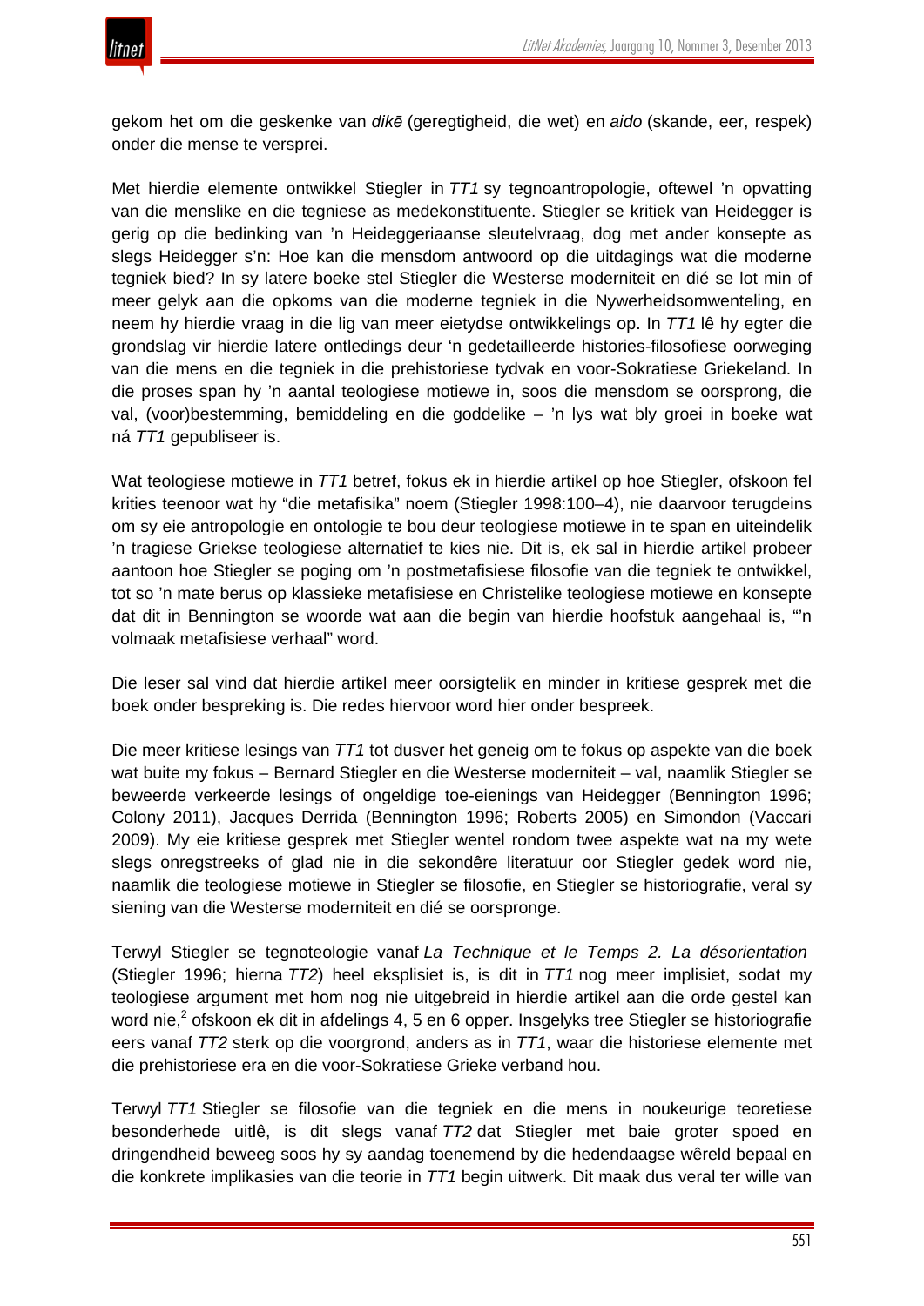gekom het om die geskenke van *dikē* (geregtigheid, die wet) en *aido* (skande, eer, respek) onder die mense te versprei.

Met hierdie elemente ontwikkel Stiegler in *TT1* sy tegnoantropologie, oftewel 'n opvatting van die menslike en die tegniese as medekonstituente. Stiegler se kritiek van Heidegger is gerig op die bedinking van 'n Heideggeriaanse sleutelvraag, dog met ander konsepte as slegs Heidegger s'n: Hoe kan die mensdom antwoord op die uitdagings wat die moderne tegniek bied? In sy latere boeke stel Stiegler die Westerse moderniteit en dié se lot min of meer gelyk aan die opkoms van die moderne tegniek in die Nywerheidsomwenteling, en neem hy hierdie vraag in die lig van meer eietydse ontwikkelings op. In *TT1* lê hy egter die grondslag vir hierdie latere ontledings deur 'n gedetailleerde histories-filosofiese oorweging van die mens en die tegniek in die prehistoriese tydvak en voor-Sokratiese Griekeland. In die proses span hy 'n aantal teologiese motiewe in, soos die mensdom se oorsprong, die val, (voor)bestemming, bemiddeling en die goddelike – 'n lys wat bly groei in boeke wat ná *TT1* gepubliseer is.

Wat teologiese motiewe in *TT1* betref, fokus ek in hierdie artikel op hoe Stiegler, ofskoon fel krities teenoor wat hy "die metafisika" noem (Stiegler 1998:100–4), nie daarvoor terugdeins om sy eie antropologie en ontologie te bou deur teologiese motiewe in te span en uiteindelik 'n tragiese Griekse teologiese alternatief te kies nie. Dit is, ek sal in hierdie artikel probeer aantoon hoe Stiegler se poging om 'n postmetafisiese filosofie van die tegniek te ontwikkel, tot so 'n mate berus op klassieke metafisiese en Christelike teologiese motiewe en konsepte dat dit in Bennington se woorde wat aan die begin van hierdie hoofstuk aangehaal is, "'n volmaak metafisiese verhaal" word.

Die leser sal vind dat hierdie artikel meer oorsigtelik en minder in kritiese gesprek met die boek onder bespreking is. Die redes hiervoor word hier onder bespreek.

Die meer kritiese lesings van *TT1* tot dusver het die geneig om te fokus op aspekte van die boek wat buite my fokus – Bernard Stiegler en die Westerse moderniteit – val, naamlik Stiegler se beweerde verkeerde lesings of ongeldige toe-eienings van Heidegger (Bennington 1996; Colony 2011), Jacques Derrida (Bennington 1996; Roberts 2005) en Simondon (Vaccari 2009). My eie kritiese gesprek met Stiegler wentel rondom twee aspekte wat na my wete slegs onregstreeks of glad nie in die sekondêre literatuur oor Stiegler gedek word nie, naamlik die teologiese motiewe in Stiegler se filosofie, en Stiegler se historiografie, veral sy siening van die Westerse moderniteit en dié se oorspronge.

Terwyl Stiegler se tegnoteologie vanaf *La Technique et le Temps 2. La désorientation* (Stiegler 1996; hierna *TT2*) heel eksplisiet is, is dit in *TT1* nog meer implisiet, sodat my teologiese argument met hom nog nie uitgebreid in hierdie artikel aan die orde gestel kan word nie,[2] ofskoon ek dit in afdelings 4, 5 en 6 opper. Insgelyks tree Stiegler se historiografie eers vanaf *TT2* sterk op die voorgrond, anders as in *TT1*, waar die historiese elemente met die prehistoriese era en die voor-Sokratiese Grieke verband hou.

Terwyl *TT1* Stiegler se filosofie van die tegniek en die mens in noukeurige teoretiese besonderhede uitlê, is dit slegs vanaf *TT2* dat Stiegler met baie groter spoed en dringendheid beweeg soos hy sy aandag toenemend by die hedendaagse wêreld bepaal en die konkrete implikasies van die teorie in *TT1* begin uitwerk. Dit maak dus veral ter wille van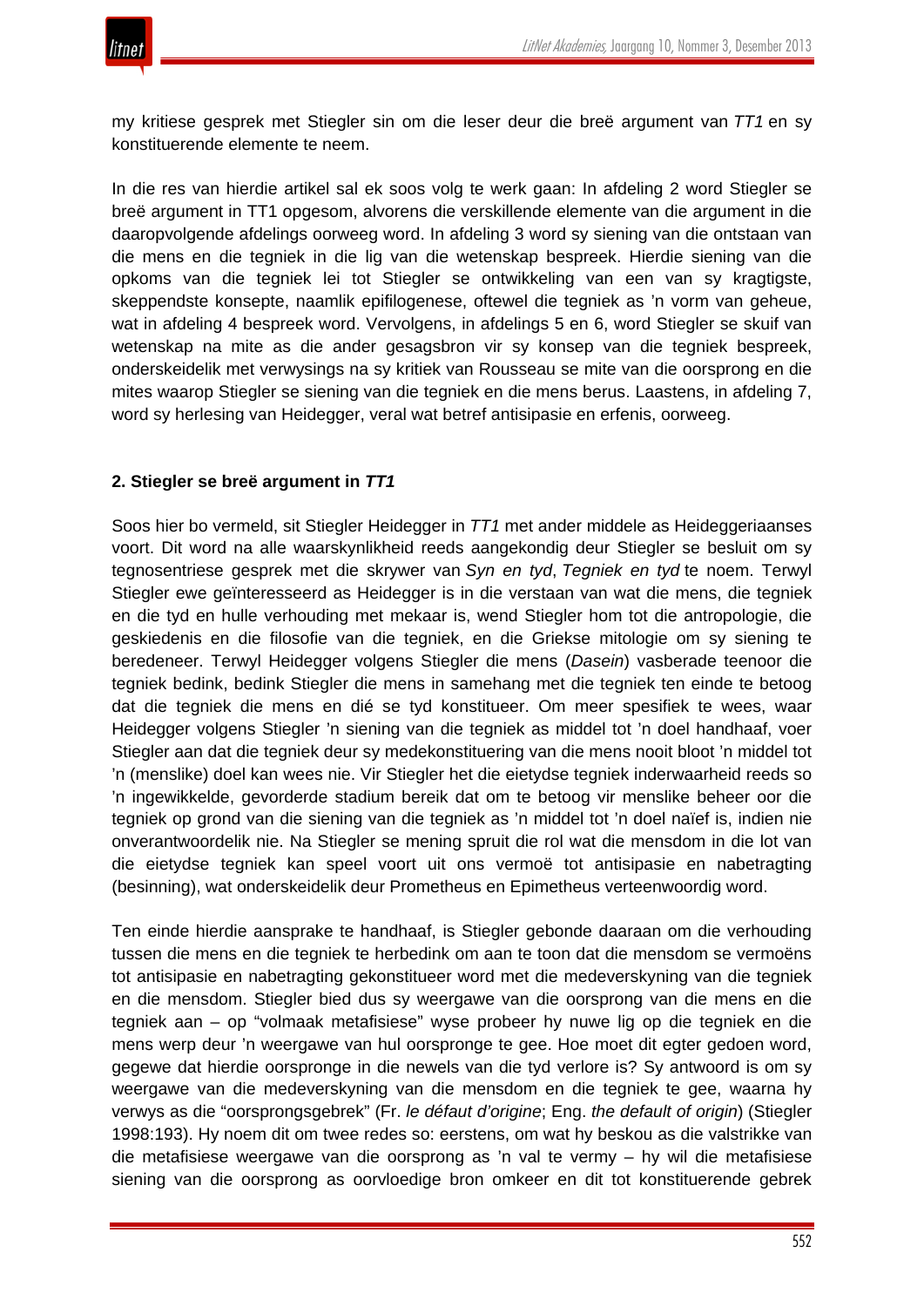my kritiese gesprek met Stiegler sin om die leser deur die breë argument van *TT1* en sy konstituerende elemente te neem.

In die res van hierdie artikel sal ek soos volg te werk gaan: In afdeling 2 word Stiegler se breë argument in TT1 opgesom, alvorens die verskillende elemente van die argument in die daaropvolgende afdelings oorweeg word. In afdeling 3 word sy siening van die ontstaan van die mens en die tegniek in die lig van die wetenskap bespreek. Hierdie siening van die opkoms van die tegniek lei tot Stiegler se ontwikkeling van een van sy kragtigste, skeppendste konsepte, naamlik epifilogenese, oftewel die tegniek as 'n vorm van geheue, wat in afdeling 4 bespreek word. Vervolgens, in afdelings 5 en 6, word Stiegler se skuif van wetenskap na mite as die ander gesagsbron vir sy konsep van die tegniek bespreek, onderskeidelik met verwysings na sy kritiek van Rousseau se mite van die oorsprong en die mites waarop Stiegler se siening van die tegniek en die mens berus. Laastens, in afdeling 7, word sy herlesing van Heidegger, veral wat betref antisipasie en erfenis, oorweeg.

## 2. Stiegler se breë argument in *TT1*

Soos hier bo vermeld, sit Stiegler Heidegger in *TT1* met ander middele as Heideggeriaanses voort. Dit word na alle waarskynlikheid reeds aangekondig deur Stiegler se besluit om sy tegnosentriese gesprek met die skrywer van *Syn en tyd*, *Tegniek en tyd* te noem. Terwyl Stiegler ewe geïnteresseerd as Heidegger is in die verstaan van wat die mens, die tegniek en die tyd en hulle verhouding met mekaar is, wend Stiegler hom tot die antropologie, die geskiedenis en die filosofie van die tegniek, en die Griekse mitologie om sy siening te beredeneer. Terwyl Heidegger volgens Stiegler die mens (*Dasein*) vasberade teenoor die tegniek bedink, bedink Stiegler die mens in samehang met die tegniek ten einde te betoog dat die tegniek die mens en dié se tyd konstitueer. Om meer spesifiek te wees, waar Heidegger volgens Stiegler 'n siening van die tegniek as middel tot 'n doel handhaaf, voer Stiegler aan dat die tegniek deur sy medekonstituering van die mens nooit bloot 'n middel tot 'n (menslike) doel kan wees nie. Vir Stiegler het die eietydse tegniek inderwaarheid reeds so 'n ingewikkelde, gevorderde stadium bereik dat om te betoog vir menslike beheer oor die tegniek op grond van die siening van die tegniek as 'n middel tot 'n doel naïef is, indien nie onverantwoordelik nie. Na Stiegler se mening spruit die rol wat die mensdom in die lot van die eietydse tegniek kan speel voort uit ons vermoë tot antisipasie en nabetragting (besinning), wat onderskeidelik deur Prometheus en Epimetheus verteenwoordig word.

Ten einde hierdie aansprake te handhaaf, is Stiegler gebonde daaraan om die verhouding tussen die mens en die tegniek te herbedink om aan te toon dat die mensdom se vermoëns tot antisipasie en nabetragting gekonstitueer word met die medeverskyning van die tegniek en die mensdom. Stiegler bied dus sy weergawe van die oorsprong van die mens en die tegniek aan – op "volmaak metafisiese" wyse probeer hy nuwe lig op die tegniek en die mens werp deur 'n weergawe van hul oorspronge te gee. Hoe moet dit egter gedoen word, gegewe dat hierdie oorspronge in die newels van die tyd verlore is? Sy antwoord is om sy weergawe van die medeverskyning van die mensdom en die tegniek te gee, waarna hy verwys as die "oorsprongsgebrek" (Fr. *le défaut d'origine*; Eng. *the default of origin*) (Stiegler 1998:193). Hy noem dit om twee redes so: eerstens, om wat hy beskou as die valstrikke van die metafisiese weergawe van die oorsprong as 'n val te vermy – hy wil die metafisiese siening van die oorsprong as oorvloedige bron omkeer en dit tot konstituerende gebrek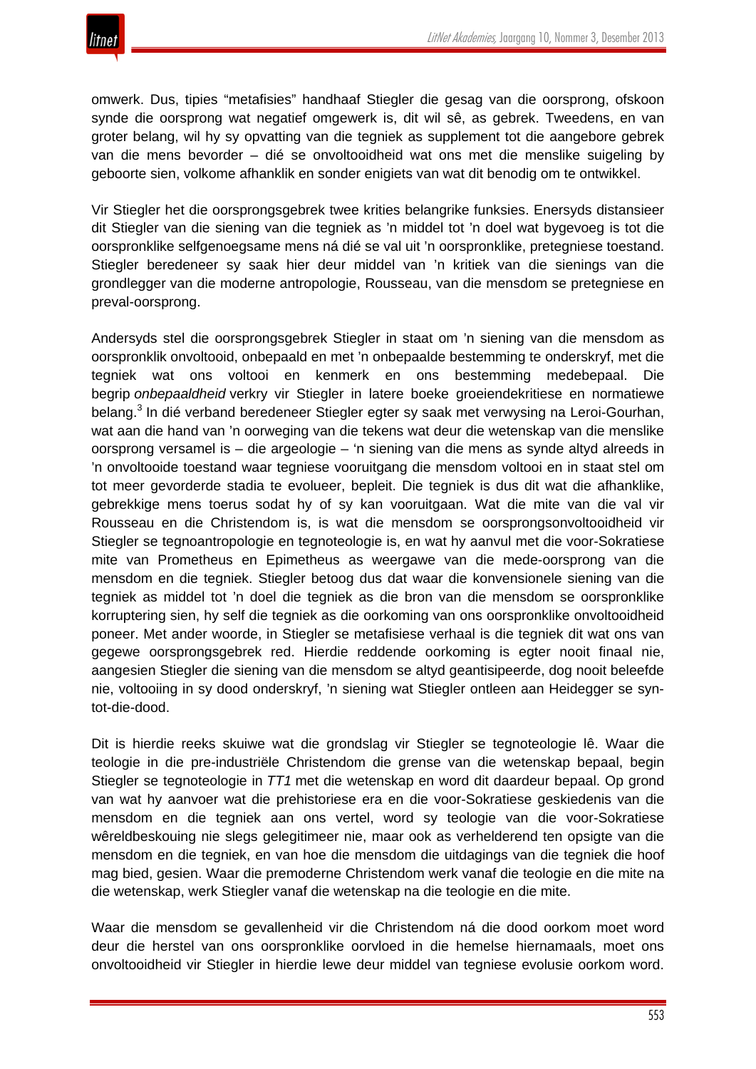omwerk. Dus, tipies "metafisies" handhaaf Stiegler die gesag van die oorsprong, ofskoon synde die oorsprong wat negatief omgewerk is, dit wil sê, as gebrek. Tweedens, en van groter belang, wil hy sy opvatting van die tegniek as supplement tot die aangebore gebrek van die mens bevorder – dié se onvoltooidheid wat ons met die menslike suigeling by geboorte sien, volkome afhanklik en sonder enigiets van wat dit benodig om te ontwikkel.

Vir Stiegler het die oorsprongsgebrek twee krities belangrike funksies. Enersyds distansieer dit Stiegler van die siening van die tegniek as 'n middel tot 'n doel wat bygevoeg is tot die oorspronklike selfgenoegsame mens ná dié se val uit 'n oorspronklike, pretegniese toestand. Stiegler beredeneer sy saak hier deur middel van 'n kritiek van die sienings van die grondlegger van die moderne antropologie, Rousseau, van die mensdom se pretegniese en preval-oorsprong.

Andersyds stel die oorsprongsgebrek Stiegler in staat om 'n siening van die mensdom as oorspronklik onvoltooid, onbepaald en met 'n onbepaalde bestemming te onderskryf, met die tegniek wat ons voltooi en kenmerk en ons bestemming medebepaal. Die begrip *onbepaaldheid* verkry vir Stiegler in latere boeke groeiendekritiese en normatiewe belang.[3] In dié verband beredeneer Stiegler egter sy saak met verwysing na Leroi-Gourhan, wat aan die hand van 'n oorweging van die tekens wat deur die wetenskap van die menslike oorsprong versamel is – die argeologie – 'n siening van die mens as synde altyd alreeds in 'n onvoltooide toestand waar tegniese vooruitgang die mensdom voltooi en in staat stel om tot meer gevorderde stadia te evolueer, bepleit. Die tegniek is dus dit wat die afhanklike, gebrekkige mens toerus sodat hy of sy kan vooruitgaan. Wat die mite van die val vir Rousseau en die Christendom is, is wat die mensdom se oorsprongsonvoltooidheid vir Stiegler se tegnoantropologie en tegnoteologie is, en wat hy aanvul met die voor-Sokratiese mite van Prometheus en Epimetheus as weergawe van die mede-oorsprong van die mensdom en die tegniek. Stiegler betoog dus dat waar die konvensionele siening van die tegniek as middel tot 'n doel die tegniek as die bron van die mensdom se oorspronklike korruptering sien, hy self die tegniek as die oorkoming van ons oorspronklike onvoltooidheid poneer. Met ander woorde, in Stiegler se metafisiese verhaal is die tegniek dit wat ons van gegewe oorsprongsgebrek red. Hierdie reddende oorkoming is egter nooit finaal nie, aangesien Stiegler die siening van die mensdom se altyd geantisipeerde, dog nooit beleefde nie, voltooiing in sy dood onderskryf, 'n siening wat Stiegler ontleen aan Heidegger se syn-tot-die-dood.

Dit is hierdie reeks skuiwe wat die grondslag vir Stiegler se tegnoteologie lê. Waar die teologie in die pre-industriële Christendom die grense van die wetenskap bepaal, begin Stiegler se tegnoteologie in *TT1* met die wetenskap en word dit daardeur bepaal. Op grond van wat hy aanvoer wat die prehistoriese era en die voor-Sokratiese geskiedenis van die mensdom en die tegniek aan ons vertel, word sy teologie van die voor-Sokratiese wêreldbeskouing nie slegs gelegitimeer nie, maar ook as verhelderend ten opsigte van die mensdom en die tegniek, en van hoe die mensdom die uitdagings van die tegniek die hoof mag bied, gesien. Waar die premoderne Christendom werk vanaf die teologie en die mite na die wetenskap, werk Stiegler vanaf die wetenskap na die teologie en die mite.

Waar die mensdom se gevallenheid vir die Christendom ná die dood oorkom moet word deur die herstel van ons oorspronklike oorvloed in die hemelse hiernamaals, moet ons onvoltooidheid vir Stiegler in hierdie lewe deur middel van tegniese evolusie oorkom word.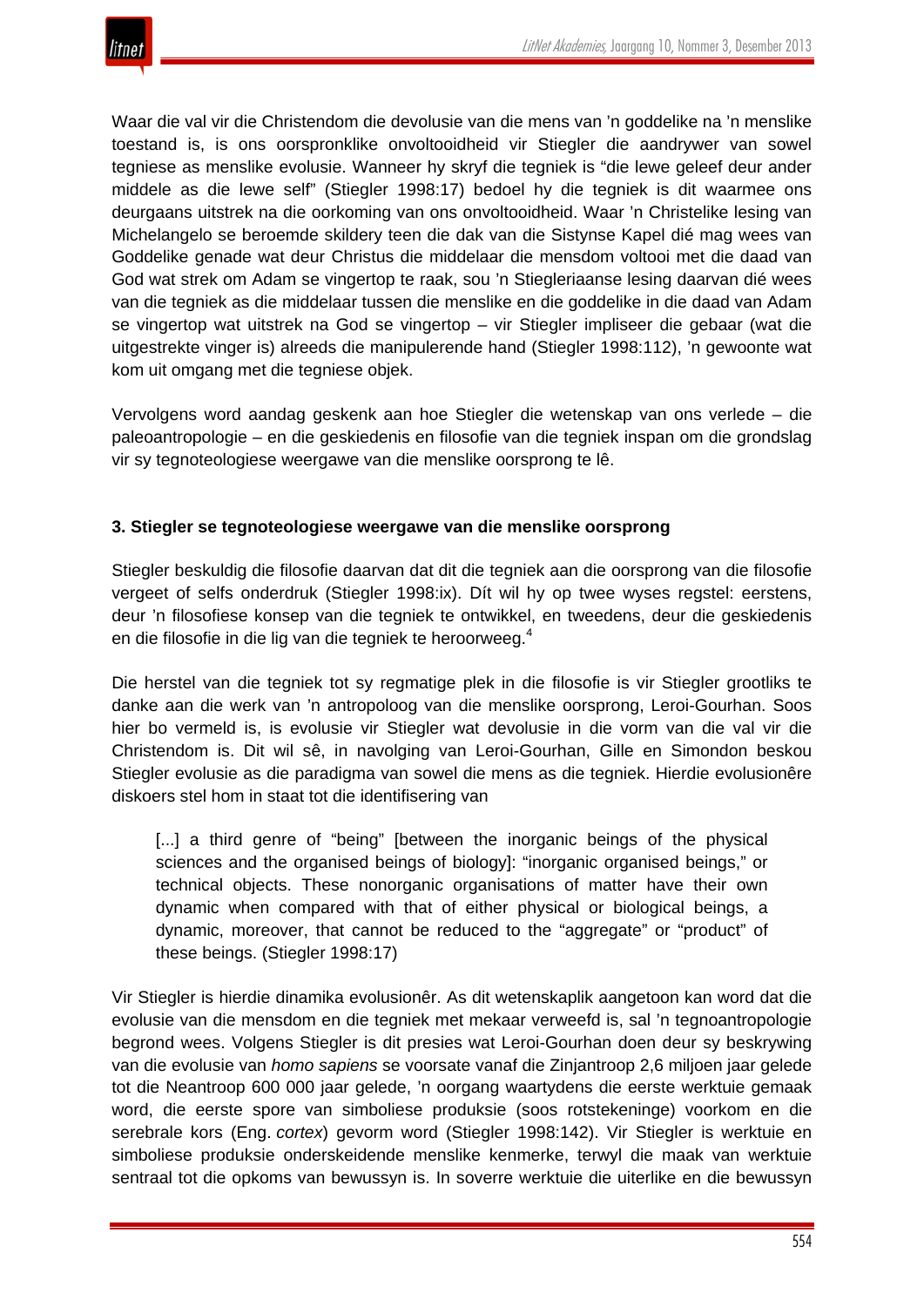Waar die val vir die Christendom die devolusie van die mens van 'n goddelike na 'n menslike toestand is, is ons oorspronklike onvoltooidheid vir Stiegler die aandrywer van sowel tegniese as menslike evolusie. Wanneer hy skryf die tegniek is "die lewe geleef deur ander middele as die lewe self" (Stiegler 1998:17) bedoel hy die tegniek is dit waarmee ons deurgaans uitstrek na die oorkoming van ons onvoltooidheid. Waar 'n Christelike lesing van Michelangelo se beroemde skildery teen die dak van die Sistynse Kapel dié mag wees van Goddelike genade wat deur Christus die middelaar die mensdom voltooi met die daad van God wat strek om Adam se vingertop te raak, sou 'n Stiegleriaanse lesing daarvan dié wees van die tegniek as die middelaar tussen die menslike en die goddelike in die daad van Adam se vingertop wat uitstrek na God se vingertop – vir Stiegler impliseer die gebaar (wat die uitgestrekte vinger is) alreeds die manipulerende hand (Stiegler 1998:112), 'n gewoonte wat kom uit omgang met die tegniese objek.

Vervolgens word aandag geskenk aan hoe Stiegler die wetenskap van ons verlede – die paleoantropologie – en die geskiedenis en filosofie van die tegniek inspan om die grondslag vir sy tegnoteologiese weergawe van die menslike oorsprong te lê.

### 3. Stiegler se tegnoteologiese weergawe van die menslike oorsprong

Stiegler beskuldig die filosofie daarvan dat dit die tegniek aan die oorsprong van die filosofie vergeet of selfs onderdruk (Stiegler 1998:ix). Dít wil hy op twee wyses regstel: eerstens, deur 'n filosofiese konsep van die tegniek te ontwikkel, en tweedens, deur die geskiedenis en die filosofie in die lig van die tegniek te heroorweeg.[4]

Die herstel van die tegniek tot sy regmatige plek in die filosofie is vir Stiegler grootliks te danke aan die werk van 'n antropoloog van die menslike oorsprong, Leroi-Gourhan. Soos hier bo vermeld is, is evolusie vir Stiegler wat devolusie in die vorm van die val vir die Christendom is. Dit wil sê, in navolging van Leroi-Gourhan, Gille en Simondon beskou Stiegler evolusie as die paradigma van sowel die mens as die tegniek. Hierdie evolusionêre diskoers stel hom in staat tot die identifisering van

> [...] a third genre of "being" [between the inorganic beings of the physical sciences and the organised beings of biology]: "inorganic organised beings," or technical objects. These nonorganic organisations of matter have their own dynamic when compared with that of either physical or biological beings, a dynamic, moreover, that cannot be reduced to the "aggregate" or "product" of these beings. (Stiegler 1998:17)

Vir Stiegler is hierdie dinamika evolusionêr. As dit wetenskaplik aangetoon kan word dat die evolusie van die mensdom en die tegniek met mekaar verweefd is, sal 'n tegnoantropologie begrond wees. Volgens Stiegler is dit presies wat Leroi-Gourhan doen deur sy beskrywing van die evolusie van *homo sapiens* se voorsate vanaf die Zinjantroop 2,6 miljoen jaar gelede tot die Neantroop 600 000 jaar gelede, 'n oorgang waartydens die eerste werktuie gemaak word, die eerste spore van simboliese produksie (soos rotstekeninge) voorkom en die serebrale kors (Eng. *cortex*) gevorm word (Stiegler 1998:142). Vir Stiegler is werktuie en simboliese produksie onderskeidende menslike kenmerke, terwyl die maak van werktuie sentraal tot die opkoms van bewussyn is. In soverre werktuie die uiterlike en die bewussyn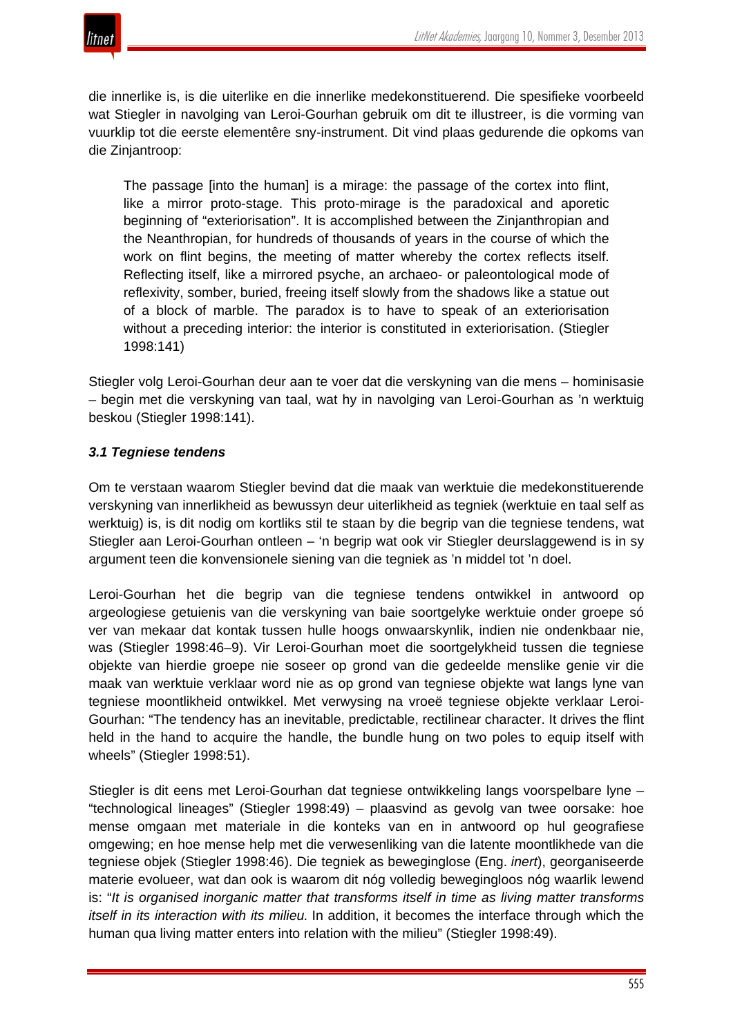die innerlike is, is die uiterlike en die innerlike medekonstituerend. Die spesifieke voorbeeld wat Stiegler in navolging van Leroi-Gourhan gebruik om dit te illustreer, is die vorming van vuurklip tot die eerste elementêre sny-instrument. Dit vind plaas gedurende die opkoms van die Zinjantroop:

> The passage [into the human] is a mirage: the passage of the cortex into flint, like a mirror proto-stage. This proto-mirage is the paradoxical and aporetic beginning of "exteriorisation". It is accomplished between the Zinjanthropian and the Neanthropian, for hundreds of thousands of years in the course of which the work on flint begins, the meeting of matter whereby the cortex reflects itself. Reflecting itself, like a mirrored psyche, an archaeo- or paleontological mode of reflexivity, somber, buried, freeing itself slowly from the shadows like a statue out of a block of marble. The paradox is to have to speak of an exteriorisation without a preceding interior: the interior is constituted in exteriorisation. (Stiegler 1998:141)

Stiegler volg Leroi-Gourhan deur aan te voer dat die verskyning van die mens – hominisasie – begin met die verskyning van taal, wat hy in navolging van Leroi-Gourhan as 'n werktuig beskou (Stiegler 1998:141).

### *3.1 Tegniese tendens*

Om te verstaan waarom Stiegler bevind dat die maak van werktuie die medekonstituerende verskyning van innerlikheid as bewussyn deur uiterlikheid as tegniek (werktuie en taal self as werktuig) is, is dit nodig om kortliks stil te staan by die begrip van die tegniese tendens, wat Stiegler aan Leroi-Gourhan ontleen – 'n begrip wat ook vir Stiegler deurslaggewend is in sy argument teen die konvensionele siening van die tegniek as 'n middel tot 'n doel.

Leroi-Gourhan het die begrip van die tegniese tendens ontwikkel in antwoord op argeologiese getuienis van die verskyning van baie soortgelyke werktuie onder groepe só ver van mekaar dat kontak tussen hulle hoogs onwaarskynlik, indien nie ondenkbaar nie, was (Stiegler 1998:46–9). Vir Leroi-Gourhan moet die soortgelykheid tussen die tegniese objekte van hierdie groepe nie soseer op grond van die gedeelde menslike genie vir die maak van werktuie verklaar word nie as op grond van tegniese objekte wat langs lyne van tegniese moontlikheid ontwikkel. Met verwysing na vroeë tegniese objekte verklaar Leroi-Gourhan: "The tendency has an inevitable, predictable, rectilinear character. It drives the flint held in the hand to acquire the handle, the bundle hung on two poles to equip itself with wheels" (Stiegler 1998:51).

Stiegler is dit eens met Leroi-Gourhan dat tegniese ontwikkeling langs voorspelbare lyne – "technological lineages" (Stiegler 1998:49) – plaasvind as gevolg van twee oorsake: hoe mense omgaan met materiale in die konteks van en in antwoord op hul geografiese omgewing; en hoe mense help met die verwesenliking van die latente moontlikhede van die tegniese objek (Stiegler 1998:46). Die tegniek as beweginglose (Eng. *inert*), georganiseerde materie evolueer, wat dan ook is waarom dit nóg volledig bewegingloos nóg waarlik lewend is: "*It is organised inorganic matter that transforms itself in time as living matter transforms itself in its interaction with its milieu.* In addition, it becomes the interface through which the human qua living matter enters into relation with the milieu" (Stiegler 1998:49).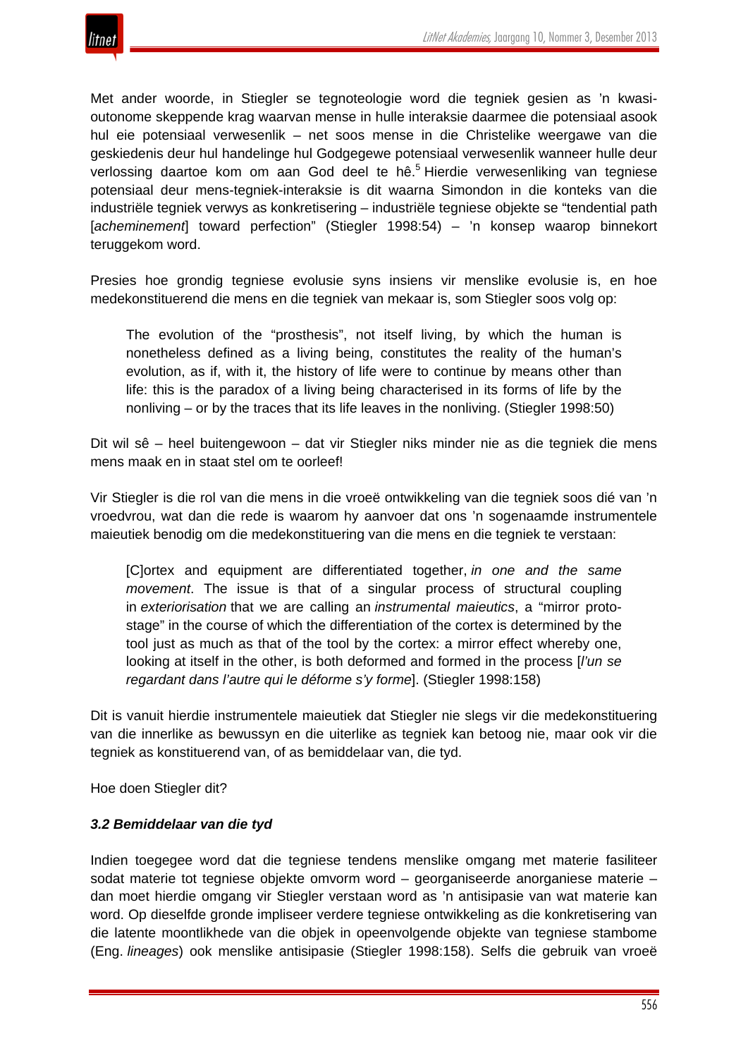Met ander woorde, in Stiegler se tegnoteologie word die tegniek gesien as 'n kwasi-outonome skeppende krag waarvan mense in hulle interaksie daarmee die potensiaal asook hul eie potensiaal verwesenlik – net soos mense in die Christelike weergawe van die geskiedenis deur hul handelinge hul Godgegewe potensiaal verwesenlik wanneer hulle deur verlossing daartoe kom om aan God deel te hê.[5] Hierdie verwesenliking van tegniese potensiaal deur mens-tegniek-interaksie is dit waarna Simondon in die konteks van die industriële tegniek verwys as konkretisering – industriële tegniese objekte se "tendential path [*acheminement*] toward perfection" (Stiegler 1998:54) – 'n konsep waarop binnekort teruggekom word.

Presies hoe grondig tegniese evolusie syns insiens vir menslike evolusie is, en hoe medekonstituerend die mens en die tegniek van mekaar is, som Stiegler soos volg op:

> The evolution of the "prosthesis", not itself living, by which the human is nonetheless defined as a living being, constitutes the reality of the human's evolution, as if, with it, the history of life were to continue by means other than life: this is the paradox of a living being characterised in its forms of life by the nonliving – or by the traces that its life leaves in the nonliving. (Stiegler 1998:50)

Dit wil sê – heel buitengewoon – dat vir Stiegler niks minder nie as die tegniek die mens mens maak en in staat stel om te oorleef!

Vir Stiegler is die rol van die mens in die vroeë ontwikkeling van die tegniek soos dié van 'n vroedvrou, wat dan die rede is waarom hy aanvoer dat ons 'n sogenaamde instrumentele maieutiek benodig om die medekonstituering van die mens en die tegniek te verstaan:

> [C]ortex and equipment are differentiated together, *in one and the same movement*. The issue is that of a singular process of structural coupling in *exteriorisation* that we are calling an *instrumental maieutics*, a "mirror proto-stage" in the course of which the differentiation of the cortex is determined by the tool just as much as that of the tool by the cortex: a mirror effect whereby one, looking at itself in the other, is both deformed and formed in the process [*l'un se regardant dans l'autre qui le déforme s'y forme*]. (Stiegler 1998:158)

Dit is vanuit hierdie instrumentele maieutiek dat Stiegler nie slegs vir die medekonstituering van die innerlike as bewussyn en die uiterlike as tegniek kan betoog nie, maar ook vir die tegniek as konstituerend van, of as bemiddelaar van, die tyd.

Hoe doen Stiegler dit?

### *3.2 Bemiddelaar van die tyd*

Indien toegegee word dat die tegniese tendens menslike omgang met materie fasiliteer sodat materie tot tegniese objekte omvorm word – georganiseerde anorganiese materie – dan moet hierdie omgang vir Stiegler verstaan word as 'n antisipasie van wat materie kan word. Op dieselfde gronde impliseer verdere tegniese ontwikkeling as die konkretisering van die latente moontlikhede van die objek in opeenvolgende objekte van tegniese stambome (Eng. *lineages*) ook menslike antisipasie (Stiegler 1998:158). Selfs die gebruik van vroeë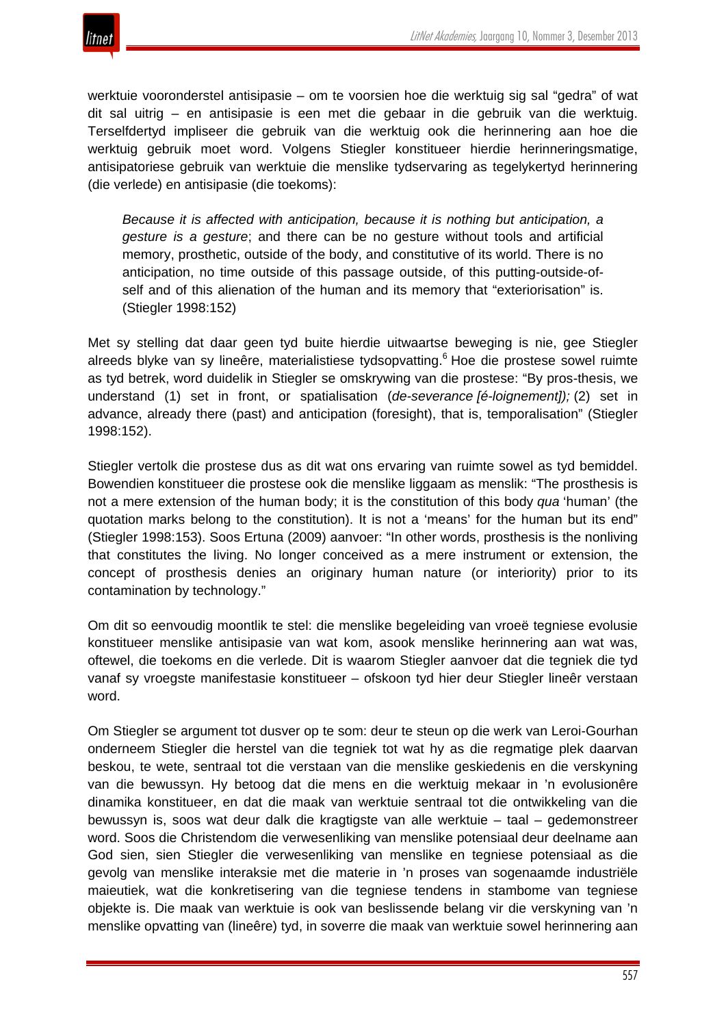werktuie vooronderstel antisipasie – om te voorsien hoe die werktuig sig sal "gedra" of wat dit sal uitrig – en antisipasie is een met die gebaar in die gebruik van die werktuig. Terselfdertyd impliseer die gebruik van die werktuig ook die herinnering aan hoe die werktuig gebruik moet word. Volgens Stiegler konstitueer hierdie herinneringsmatige, antisipatoriese gebruik van werktuie die menslike tydservaring as tegelykertyd herinnering (die verlede) en antisipasie (die toekoms):

> *Because it is affected with anticipation, because it is nothing but anticipation, a gesture is a gesture*; and there can be no gesture without tools and artificial memory, prosthetic, outside of the body, and constitutive of its world. There is no anticipation, no time outside of this passage outside, of this putting-outside-of-self and of this alienation of the human and its memory that "exteriorisation" is. (Stiegler 1998:152)

Met sy stelling dat daar geen tyd buite hierdie uitwaartse beweging is nie, gee Stiegler alreeds blyke van sy lineêre, materialistiese tydsopvatting.[6] Hoe die prostese sowel ruimte as tyd betrek, word duidelik in Stiegler se omskrywing van die prostese: "By pros-thesis, we understand (1) set in front, or spatialisation (*de-severance [é-loignement]);* (2) set in advance, already there (past) and anticipation (foresight), that is, temporalisation" (Stiegler 1998:152).

Stiegler vertolk die prostese dus as dit wat ons ervaring van ruimte sowel as tyd bemiddel. Bowendien konstitueer die prostese ook die menslike liggaam as menslik: "The prosthesis is not a mere extension of the human body; it is the constitution of this body *qua* 'human' (the quotation marks belong to the constitution). It is not a 'means' for the human but its end" (Stiegler 1998:153). Soos Ertuna (2009) aanvoer: "In other words, prosthesis is the nonliving that constitutes the living. No longer conceived as a mere instrument or extension, the concept of prosthesis denies an originary human nature (or interiority) prior to its contamination by technology."

Om dit so eenvoudig moontlik te stel: die menslike begeleiding van vroeë tegniese evolusie konstitueer menslike antisipasie van wat kom, asook menslike herinnering aan wat was, oftewel, die toekoms en die verlede. Dit is waarom Stiegler aanvoer dat die tegniek die tyd vanaf sy vroegste manifestasie konstitueer – ofskoon tyd hier deur Stiegler lineêr verstaan word.

Om Stiegler se argument tot dusver op te som: deur te steun op die werk van Leroi-Gourhan onderneem Stiegler die herstel van die tegniek tot wat hy as die regmatige plek daarvan beskou, te wete, sentraal tot die verstaan van die menslike geskiedenis en die verskyning van die bewussyn. Hy betoog dat die mens en die werktuig mekaar in 'n evolusionêre dinamika konstitueer, en dat die maak van werktuie sentraal tot die ontwikkeling van die bewussyn is, soos wat deur dalk die kragtigste van alle werktuie – taal – gedemonstreer word. Soos die Christendom die verwesenliking van menslike potensiaal deur deelname aan God sien, sien Stiegler die verwesenliking van menslike en tegniese potensiaal as die gevolg van menslike interaksie met die materie in 'n proses van sogenaamde industriële maieutiek, wat die konkretisering van die tegniese tendens in stambome van tegniese objekte is. Die maak van werktuie is ook van beslissende belang vir die verskyning van 'n menslike opvatting van (lineêre) tyd, in soverre die maak van werktuie sowel herinnering aan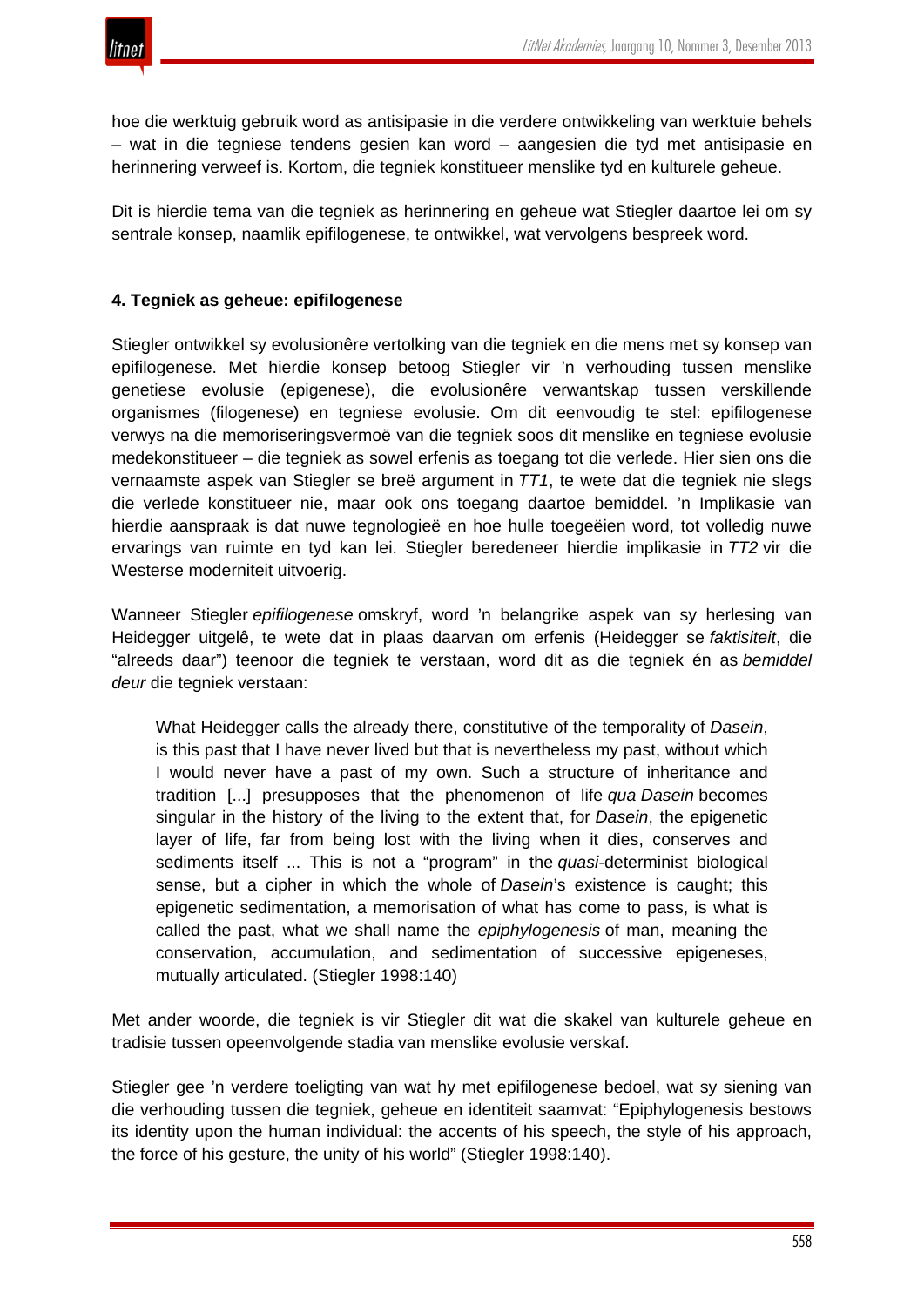hoe die werktuig gebruik word as antisipasie in die verdere ontwikkeling van werktuie behels – wat in die tegniese tendens gesien kan word – aangesien die tyd met antisipasie en herinnering verweef is. Kortom, die tegniek konstitueer menslike tyd en kulturele geheue.

Dit is hierdie tema van die tegniek as herinnering en geheue wat Stiegler daartoe lei om sy sentrale konsep, naamlik epifilogenese, te ontwikkel, wat vervolgens bespreek word.

#### 4. Tegniek as geheue: epifilogenese

Stiegler ontwikkel sy evolusionêre vertolking van die tegniek en die mens met sy konsep van epifilogenese. Met hierdie konsep betoog Stiegler vir 'n verhouding tussen menslike genetiese evolusie (epigenese), die evolusionêre verwantskap tussen verskillende organismes (filogenese) en tegniese evolusie. Om dit eenvoudig te stel: epifilogenese verwys na die memoriseringsvermoë van die tegniek soos dit menslike en tegniese evolusie medekonstitueer – die tegniek as sowel erfenis as toegang tot die verlede. Hier sien ons die vernaamste aspek van Stiegler se breë argument in *TT1*, te wete dat die tegniek nie slegs die verlede konstitueer nie, maar ook ons toegang daartoe bemiddel. 'n Implikasie van hierdie aanspraak is dat nuwe tegnologieë en hoe hulle toegeëien word, tot volledig nuwe ervarings van ruimte en tyd kan lei. Stiegler beredeneer hierdie implikasie in *TT2* vir die Westerse moderniteit uitvoerig.

Wanneer Stiegler *epifilogenese* omskryf, word 'n belangrike aspek van sy herlesing van Heidegger uitgelê, te wete dat in plaas daarvan om erfenis (Heidegger se *faktisiteit*, die "alreeds daar") teenoor die tegniek te verstaan, word dit as die tegniek én as *bemiddel deur* die tegniek verstaan:

> What Heidegger calls the already there, constitutive of the temporality of *Dasein*, is this past that I have never lived but that is nevertheless my past, without which I would never have a past of my own. Such a structure of inheritance and tradition [...] presupposes that the phenomenon of life *qua Dasein* becomes singular in the history of the living to the extent that, for *Dasein*, the epigenetic layer of life, far from being lost with the living when it dies, conserves and sediments itself ... This is not a "program" in the *quasi*-determinist biological sense, but a cipher in which the whole of *Dasein*'s existence is caught; this epigenetic sedimentation, a memorisation of what has come to pass, is what is called the past, what we shall name the *epiphylogenesis* of man, meaning the conservation, accumulation, and sedimentation of successive epigeneses, mutually articulated. (Stiegler 1998:140)

Met ander woorde, die tegniek is vir Stiegler dit wat die skakel van kulturele geheue en tradisie tussen opeenvolgende stadia van menslike evolusie verskaf.

Stiegler gee 'n verdere toeligting van wat hy met epifilogenese bedoel, wat sy siening van die verhouding tussen die tegniek, geheue en identiteit saamvat: "Epiphylogenesis bestows its identity upon the human individual: the accents of his speech, the style of his approach, the force of his gesture, the unity of his world" (Stiegler 1998:140).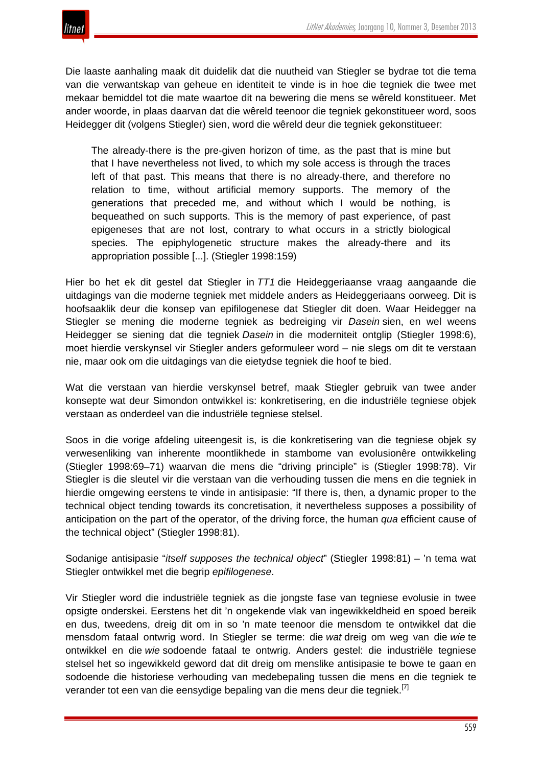Die laaste aanhaling maak dit duidelik dat die nuutheid van Stiegler se bydrae tot die tema van die verwantskap van geheue en identiteit te vinde is in hoe die tegniek die twee met mekaar bemiddel tot die mate waartoe dit na bewering die mens se wêreld konstitueer. Met ander woorde, in plaas daarvan dat die wêreld teenoor die tegniek gekonstitueer word, soos Heidegger dit (volgens Stiegler) sien, word die wêreld deur die tegniek gekonstitueer:

> The already-there is the pre-given horizon of time, as the past that is mine but that I have nevertheless not lived, to which my sole access is through the traces left of that past. This means that there is no already-there, and therefore no relation to time, without artificial memory supports. The memory of the generations that preceded me, and without which I would be nothing, is bequeathed on such supports. This is the memory of past experience, of past epigeneses that are not lost, contrary to what occurs in a strictly biological species. The epiphylogenetic structure makes the already-there and its appropriation possible [...]. (Stiegler 1998:159)

Hier bo het ek dit gestel dat Stiegler in *TT1* die Heideggeriaanse vraag aangaande die uitdagings van die moderne tegniek met middele anders as Heideggeriaans oorweeg. Dit is hoofsaaklik deur die konsep van epifilogenese dat Stiegler dit doen. Waar Heidegger na Stiegler se mening die moderne tegniek as bedreiging vir *Dasein* sien, en wel weens Heidegger se siening dat die tegniek *Dasein* in die moderniteit ontglip (Stiegler 1998:6), moet hierdie verskynsel vir Stiegler anders geformuleer word – nie slegs om dit te verstaan nie, maar ook om die uitdagings van die eietydse tegniek die hoof te bied.

Wat die verstaan van hierdie verskynsel betref, maak Stiegler gebruik van twee ander konsepte wat deur Simondon ontwikkel is: konkretisering, en die industriële tegniese objek verstaan as onderdeel van die industriële tegniese stelsel.

Soos in die vorige afdeling uiteengesit is, is die konkretisering van die tegniese objek sy verwesenliking van inherente moontlikhede in stambome van evolusionêre ontwikkeling (Stiegler 1998:69–71) waarvan die mens die "driving principle" is (Stiegler 1998:78). Vir Stiegler is die sleutel vir die verstaan van die verhouding tussen die mens en die tegniek in hierdie omgewing eerstens te vinde in antisipasie: "If there is, then, a dynamic proper to the technical object tending towards its concretisation, it nevertheless supposes a possibility of anticipation on the part of the operator, of the driving force, the human *qua* efficient cause of the technical object" (Stiegler 1998:81).

Sodanige antisipasie "*itself supposes the technical object*" (Stiegler 1998:81) – 'n tema wat Stiegler ontwikkel met die begrip *epifilogenese*.

Vir Stiegler word die industriële tegniek as die jongste fase van tegniese evolusie in twee opsigte onderskei. Eerstens het dit 'n ongekende vlak van ingewikkeldheid en spoed bereik en dus, tweedens, dreig dit om in so 'n mate teenoor die mensdom te ontwikkel dat die mensdom fataal ontwrig word. In Stiegler se terme: die *wat* dreig om weg van die *wie* te ontwikkel en die *wie* sodoende fataal te ontwrig. Anders gestel: die industriële tegniese stelsel het so ingewikkeld geword dat dit dreig om menslike antisipasie te bowe te gaan en sodoende die historiese verhouding van medebepaling tussen die mens en die tegniek te verander tot een van die eensydige bepaling van die mens deur die tegniek.[7]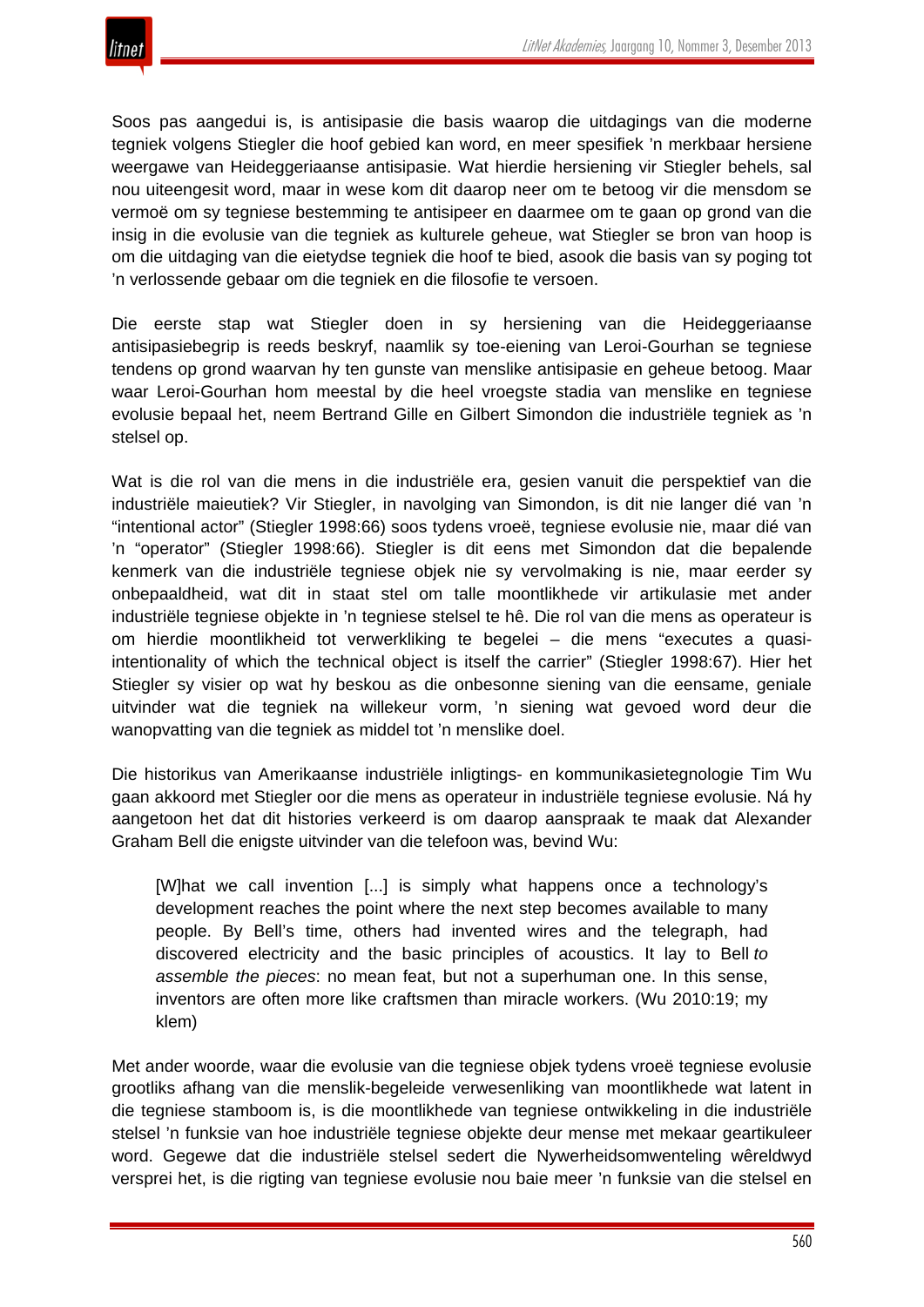Soos pas aangedui is, is antisipasie die basis waarop die uitdagings van die moderne tegniek volgens Stiegler die hoof gebied kan word, en meer spesifiek 'n merkbaar hersiene weergawe van Heideggeriaanse antisipasie. Wat hierdie hersiening vir Stiegler behels, sal nou uiteengesit word, maar in wese kom dit daarop neer om te betoog vir die mensdom se vermoë om sy tegniese bestemming te antisipeer en daarmee om te gaan op grond van die insig in die evolusie van die tegniek as kulturele geheue, wat Stiegler se bron van hoop is om die uitdaging van die eietydse tegniek die hoof te bied, asook die basis van sy poging tot 'n verlossende gebaar om die tegniek en die filosofie te versoen.

Die eerste stap wat Stiegler doen in sy hersiening van die Heideggeriaanse antisipasiebegrip is reeds beskryf, naamlik sy toe-eiening van Leroi-Gourhan se tegniese tendens op grond waarvan hy ten gunste van menslike antisipasie en geheue betoog. Maar waar Leroi-Gourhan hom meestal by die heel vroegste stadia van menslike en tegniese evolusie bepaal het, neem Bertrand Gille en Gilbert Simondon die industriële tegniek as 'n stelsel op.

Wat is die rol van die mens in die industriële era, gesien vanuit die perspektief van die industriële maieutiek? Vir Stiegler, in navolging van Simondon, is dit nie langer dié van 'n "intentional actor" (Stiegler 1998:66) soos tydens vroeë, tegniese evolusie nie, maar dié van 'n "operator" (Stiegler 1998:66). Stiegler is dit eens met Simondon dat die bepalende kenmerk van die industriële tegniese objek nie sy vervolmaking is nie, maar eerder sy onbepaaldheid, wat dit in staat stel om talle moontlikhede vir artikulasie met ander industriële tegniese objekte in 'n tegniese stelsel te hê. Die rol van die mens as operateur is om hierdie moontlikheid tot verwerkliking te begelei – die mens "executes a quasi-intentionality of which the technical object is itself the carrier" (Stiegler 1998:67). Hier het Stiegler sy visier op wat hy beskou as die onbesonne siening van die eensame, geniale uitvinder wat die tegniek na willekeur vorm, 'n siening wat gevoed word deur die wanopvatting van die tegniek as middel tot 'n menslike doel.

Die historikus van Amerikaanse industriële inligtings- en kommunikasietegnologie Tim Wu gaan akkoord met Stiegler oor die mens as operateur in industriële tegniese evolusie. Ná hy aangetoon het dat dit histories verkeerd is om daarop aanspraak te maak dat Alexander Graham Bell die enigste uitvinder van die telefoon was, bevind Wu:

> [W]hat we call invention [...] is simply what happens once a technology's development reaches the point where the next step becomes available to many people. By Bell's time, others had invented wires and the telegraph, had discovered electricity and the basic principles of acoustics. It lay to Bell *to assemble the pieces*: no mean feat, but not a superhuman one. In this sense, inventors are often more like craftsmen than miracle workers. (Wu 2010:19; my klem)

Met ander woorde, waar die evolusie van die tegniese objek tydens vroeë tegniese evolusie grootliks afhang van die menslik-begeleide verwesenliking van moontlikhede wat latent in die tegniese stamboom is, is die moontlikhede van tegniese ontwikkeling in die industriële stelsel 'n funksie van hoe industriële tegniese objekte deur mense met mekaar geartikuleer word. Gegewe dat die industriële stelsel sedert die Nywerheidsomwenteling wêreldwyd versprei het, is die rigting van tegniese evolusie nou baie meer 'n funksie van die stelsel en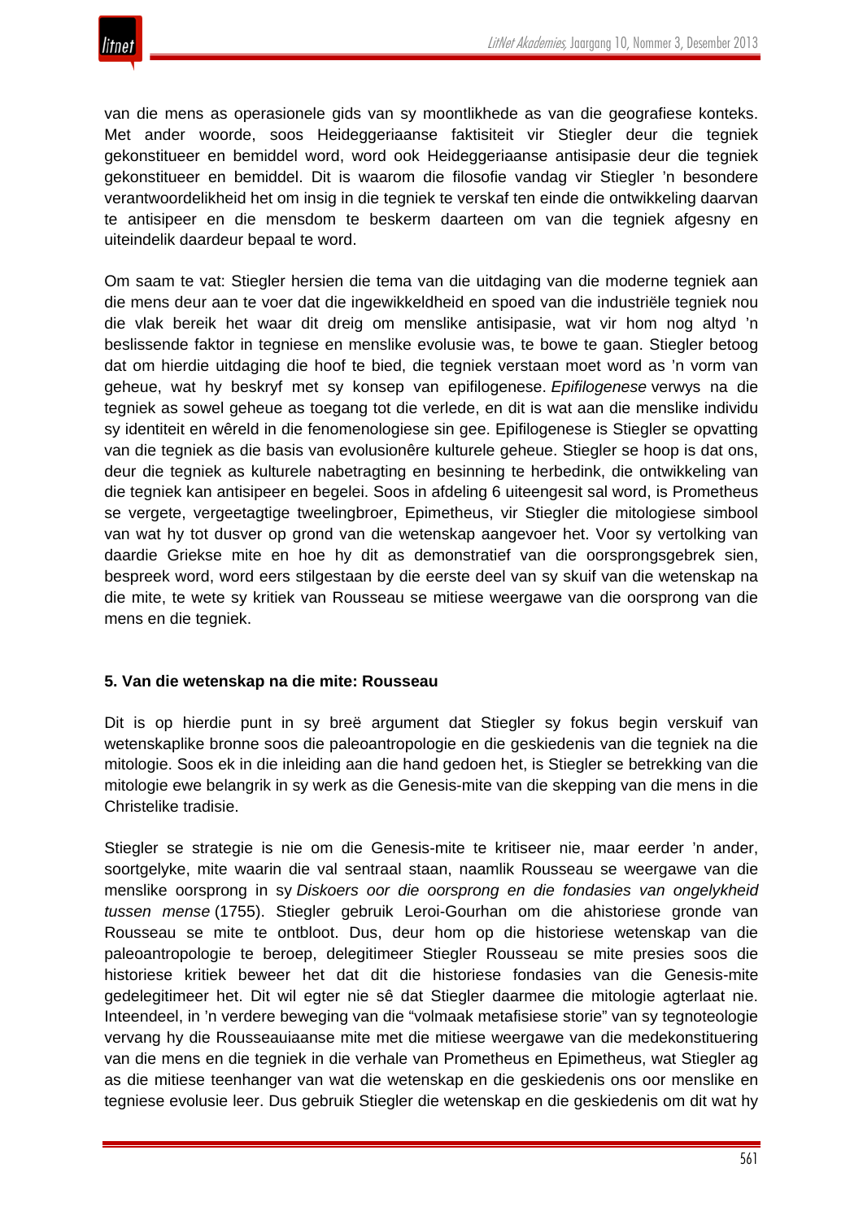van die mens as operasionele gids van sy moontlikhede as van die geografiese konteks. Met ander woorde, soos Heideggeriaanse faktisiteit vir Stiegler deur die tegniek gekonstitueer en bemiddel word, word ook Heideggeriaanse antisipasie deur die tegniek gekonstitueer en bemiddel. Dit is waarom die filosofie vandag vir Stiegler 'n besondere verantwoordelikheid het om insig in die tegniek te verskaf ten einde die ontwikkeling daarvan te antisipeer en die mensdom te beskerm daarteen om van die tegniek afgesny en uiteindelik daardeur bepaal te word.

Om saam te vat: Stiegler hersien die tema van die uitdaging van die moderne tegniek aan die mens deur aan te voer dat die ingewikkeldheid en spoed van die industriële tegniek nou die vlak bereik het waar dit dreig om menslike antisipasie, wat vir hom nog altyd 'n beslissende faktor in tegniese en menslike evolusie was, te bowe te gaan. Stiegler betoog dat om hierdie uitdaging die hoof te bied, die tegniek verstaan moet word as 'n vorm van geheue, wat hy beskryf met sy konsep van epifilogenese. *Epifilogenese* verwys na die tegniek as sowel geheue as toegang tot die verlede, en dit is wat aan die menslike individu sy identiteit en wêreld in die fenomenologiese sin gee. Epifilogenese is Stiegler se opvatting van die tegniek as die basis van evolusionêre kulturele geheue. Stiegler se hoop is dat ons, deur die tegniek as kulturele nabetragting en besinning te herbedink, die ontwikkeling van die tegniek kan antisipeer en begelei. Soos in afdeling 6 uiteengesit sal word, is Prometheus se vergete, vergeetagtige tweelingbroer, Epimetheus, vir Stiegler die mitologiese simbool van wat hy tot dusver op grond van die wetenskap aangevoer het. Voor sy vertolking van daardie Griekse mite en hoe hy dit as demonstratief van die oorsprongsgebrek sien, bespreek word, word eers stilgestaan by die eerste deel van sy skuif van die wetenskap na die mite, te wete sy kritiek van Rousseau se mitiese weergawe van die oorsprong van die mens en die tegniek.

**5. Van die wetenskap na die mite: Rousseau**

Dit is op hierdie punt in sy breë argument dat Stiegler sy fokus begin verskuif van wetenskaplike bronne soos die paleoantropologie en die geskiedenis van die tegniek na die mitologie. Soos ek in die inleiding aan die hand gedoen het, is Stiegler se betrekking van die mitologie ewe belangrik in sy werk as die Genesis-mite van die skepping van die mens in die Christelike tradisie.

Stiegler se strategie is nie om die Genesis-mite te kritiseer nie, maar eerder 'n ander, soortgelyke, mite waarin die val sentraal staan, naamlik Rousseau se weergawe van die menslike oorsprong in sy *Diskoers oor die oorsprong en die fondasies van ongelykheid tussen mense* (1755). Stiegler gebruik Leroi-Gourhan om die ahistoriese gronde van Rousseau se mite te ontbloot. Dus, deur hom op die historiese wetenskap van die paleoantropologie te beroep, delegitimeer Stiegler Rousseau se mite presies soos die historiese kritiek beweer het dat dit die historiese fondasies van die Genesis-mite gedelegitimeer het. Dit wil egter nie sê dat Stiegler daarmee die mitologie agterlaat nie. Inteendeel, in 'n verdere beweging van die "volmaak metafisiese storie" van sy tegnoteologie vervang hy die Rousseauiaanse mite met die mitiese weergawe van die medekonstituering van die mens en die tegniek in die verhale van Prometheus en Epimetheus, wat Stiegler ag as die mitiese teenhanger van wat die wetenskap en die geskiedenis ons oor menslike en tegniese evolusie leer. Dus gebruik Stiegler die wetenskap en die geskiedenis om dit wat hy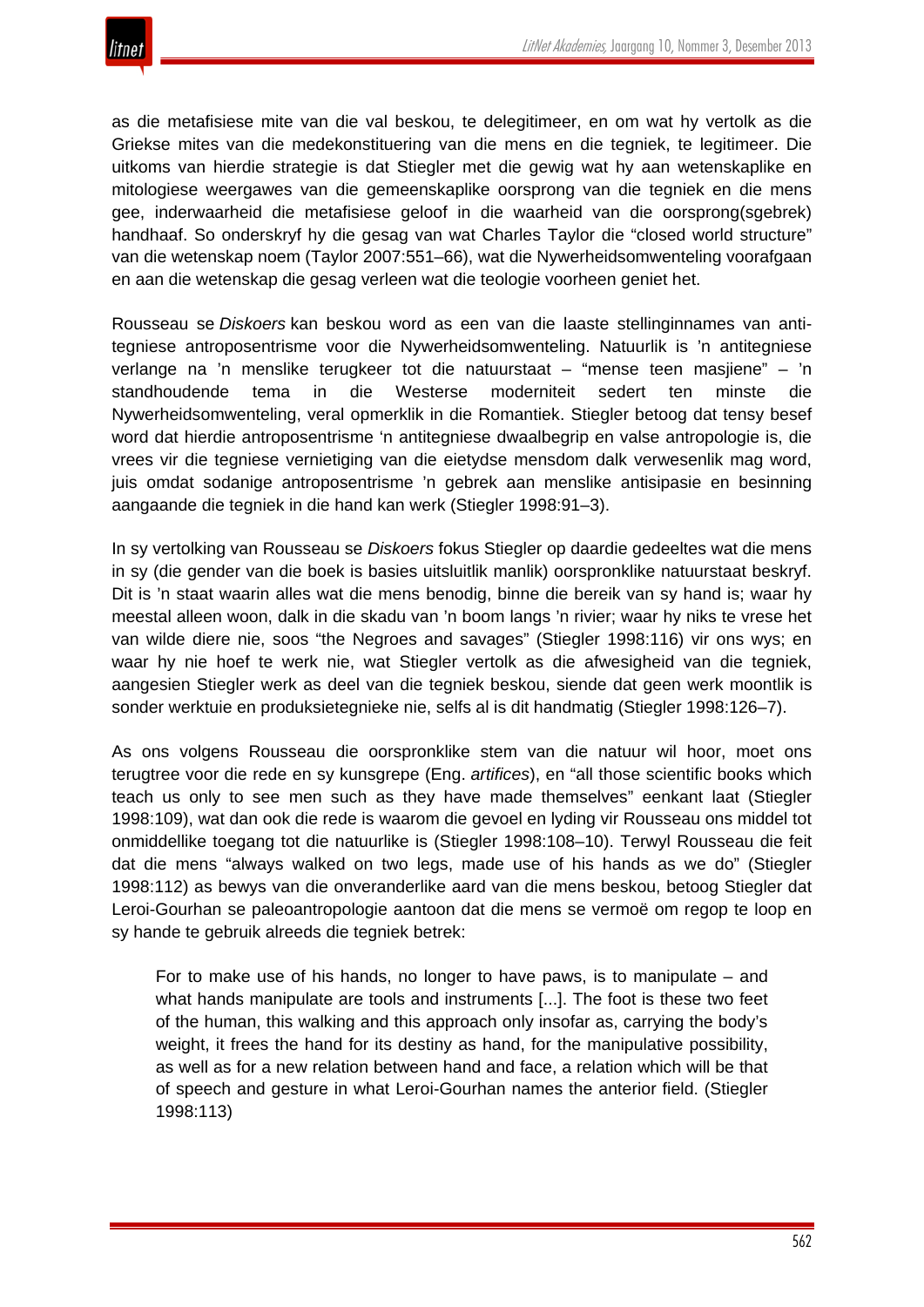as die metafisiese mite van die val beskou, te delegitimeer, en om wat hy vertolk as die Griekse mites van die medekonstituering van die mens en die tegniek, te legitimeer. Die uitkoms van hierdie strategie is dat Stiegler met die gewig wat hy aan wetenskaplike en mitologiese weergawes van die gemeenskaplike oorsprong van die tegniek en die mens gee, inderwaarheid die metafisiese geloof in die waarheid van die oorsprong(sgebrek) handhaaf. So onderskryf hy die gesag van wat Charles Taylor die "closed world structure" van die wetenskap noem (Taylor 2007:551–66), wat die Nywerheidsomwenteling voorafgaan en aan die wetenskap die gesag verleen wat die teologie voorheen geniet het.

Rousseau se *Diskoers* kan beskou word as een van die laaste stellinginnames van anti-tegniese antroposentrisme voor die Nywerheidsomwenteling. Natuurlik is 'n antitegniese verlange na 'n menslike terugkeer tot die natuurstaat – "mense teen masjiene" – 'n standhoudende tema in die Westerse moderniteit sedert ten minste die Nywerheidsomwenteling, veral opmerklik in die Romantiek. Stiegler betoog dat tensy besef word dat hierdie antroposentrisme 'n antitegniese dwaalbegrip en valse antropologie is, die vrees vir die tegniese vernietiging van die eietydse mensdom dalk verwesenlik mag word, juis omdat sodanige antroposentrisme 'n gebrek aan menslike antisipasie en besinning aangaande die tegniek in die hand kan werk (Stiegler 1998:91–3).

In sy vertolking van Rousseau se *Diskoers* fokus Stiegler op daardie gedeeltes wat die mens in sy (die gender van die boek is basies uitsluitlik manlik) oorspronklike natuurstaat beskryf. Dit is 'n staat waarin alles wat die mens benodig, binne die bereik van sy hand is; waar hy meestal alleen woon, dalk in die skadu van 'n boom langs 'n rivier; waar hy niks te vrese het van wilde diere nie, soos "the Negroes and savages" (Stiegler 1998:116) vir ons wys; en waar hy nie hoef te werk nie, wat Stiegler vertolk as die afwesigheid van die tegniek, aangesien Stiegler werk as deel van die tegniek beskou, siende dat geen werk moontlik is sonder werktuie en produksietegnieke nie, selfs al is dit handmatig (Stiegler 1998:126–7).

As ons volgens Rousseau die oorspronklike stem van die natuur wil hoor, moet ons terugtree voor die rede en sy kunsgrepe (Eng. *artifices*), en "all those scientific books which teach us only to see men such as they have made themselves" eenkant laat (Stiegler 1998:109), wat dan ook die rede is waarom die gevoel en lyding vir Rousseau ons middel tot onmiddellike toegang tot die natuurlike is (Stiegler 1998:108–10). Terwyl Rousseau die feit dat die mens "always walked on two legs, made use of his hands as we do" (Stiegler 1998:112) as bewys van die onveranderlike aard van die mens beskou, betoog Stiegler dat Leroi-Gourhan se paleoantropologie aantoon dat die mens se vermoë om regop te loop en sy hande te gebruik alreeds die tegniek betrek:

> For to make use of his hands, no longer to have paws, is to manipulate – and what hands manipulate are tools and instruments [...]. The foot is these two feet of the human, this walking and this approach only insofar as, carrying the body's weight, it frees the hand for its destiny as hand, for the manipulative possibility, as well as for a new relation between hand and face, a relation which will be that of speech and gesture in what Leroi-Gourhan names the anterior field. (Stiegler 1998:113)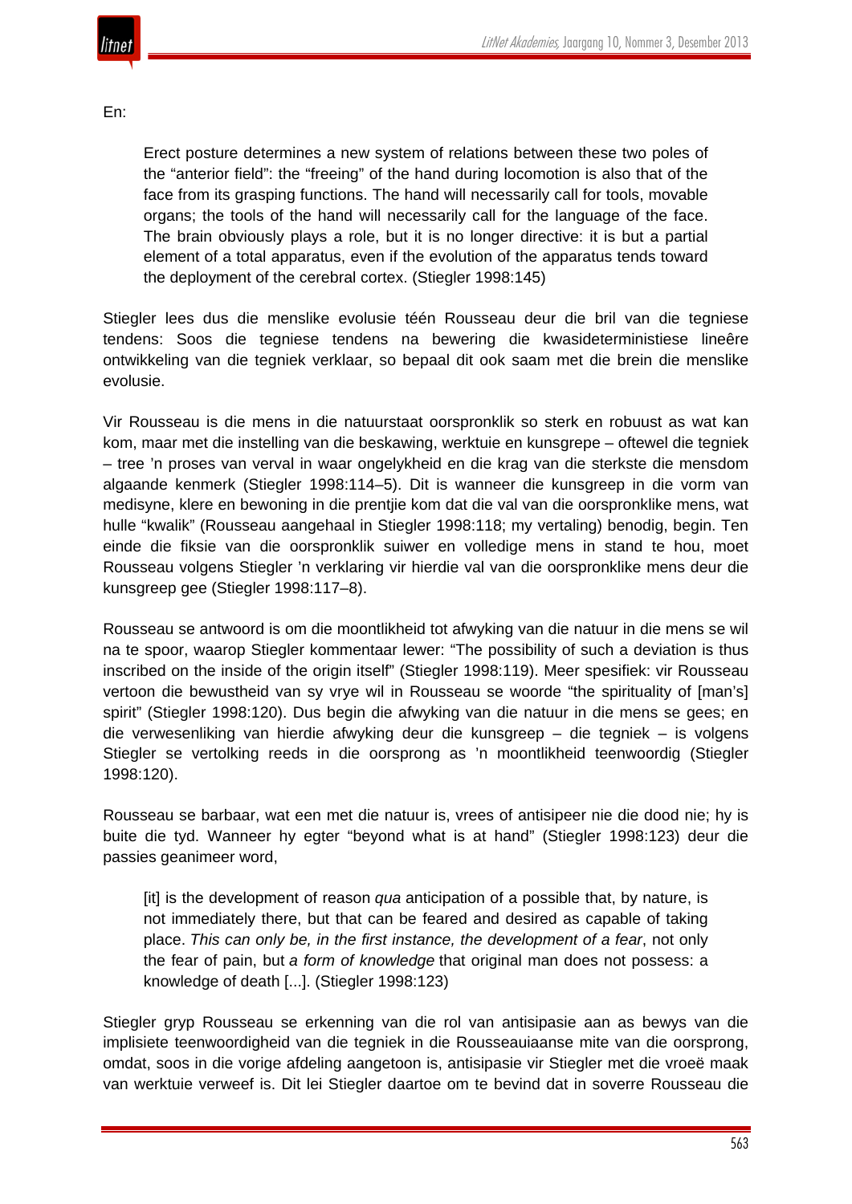En:

> Erect posture determines a new system of relations between these two poles of the "anterior field": the "freeing" of the hand during locomotion is also that of the face from its grasping functions. The hand will necessarily call for tools, movable organs; the tools of the hand will necessarily call for the language of the face. The brain obviously plays a role, but it is no longer directive: it is but a partial element of a total apparatus, even if the evolution of the apparatus tends toward the deployment of the cerebral cortex. (Stiegler 1998:145)

Stiegler lees dus die menslike evolusie téén Rousseau deur die bril van die tegniese tendens: Soos die tegniese tendens na bewering die kwasideterministiese lineêre ontwikkeling van die tegniek verklaar, so bepaal dit ook saam met die brein die menslike evolusie.

Vir Rousseau is die mens in die natuurstaat oorspronklik so sterk en robuust as wat kan kom, maar met die instelling van die beskawing, werktuie en kunsgrepe – oftewel die tegniek – tree 'n proses van verval in waar ongelykheid en die krag van die sterkste die mensdom algaande kenmerk (Stiegler 1998:114–5). Dit is wanneer die kunsgreep in die vorm van medisyne, klere en bewoning in die prentjie kom dat die val van die oorspronklike mens, wat hulle "kwalik" (Rousseau aangehaal in Stiegler 1998:118; my vertaling) benodig, begin. Ten einde die fiksie van die oorspronklik suiwer en volledige mens in stand te hou, moet Rousseau volgens Stiegler 'n verklaring vir hierdie val van die oorspronklike mens deur die kunsgreep gee (Stiegler 1998:117–8).

Rousseau se antwoord is om die moontlikheid tot afwyking van die natuur in die mens se wil na te spoor, waarop Stiegler kommentaar lewer: "The possibility of such a deviation is thus inscribed on the inside of the origin itself" (Stiegler 1998:119). Meer spesifiek: vir Rousseau vertoon die bewustheid van sy vrye wil in Rousseau se woorde "the spirituality of [man's] spirit" (Stiegler 1998:120). Dus begin die afwyking van die natuur in die mens se gees; en die verwesenliking van hierdie afwyking deur die kunsgreep – die tegniek – is volgens Stiegler se vertolking reeds in die oorsprong as 'n moontlikheid teenwoordig (Stiegler 1998:120).

Rousseau se barbaar, wat een met die natuur is, vrees of antisipeer nie die dood nie; hy is buite die tyd. Wanneer hy egter "beyond what is at hand" (Stiegler 1998:123) deur die passies geanimeer word,

> [it] is the development of reason *qua* anticipation of a possible that, by nature, is not immediately there, but that can be feared and desired as capable of taking place. *This can only be, in the first instance, the development of a fear*, not only the fear of pain, but *a form of knowledge* that original man does not possess: a knowledge of death [...]. (Stiegler 1998:123)

Stiegler gryp Rousseau se erkenning van die rol van antisipasie aan as bewys van die implisiete teenwoordigheid van die tegniek in die Rousseauiaanse mite van die oorsprong, omdat, soos in die vorige afdeling aangetoon is, antisipasie vir Stiegler met die vroeë maak van werktuie verweef is. Dit lei Stiegler daartoe om te bevind dat in soverre Rousseau die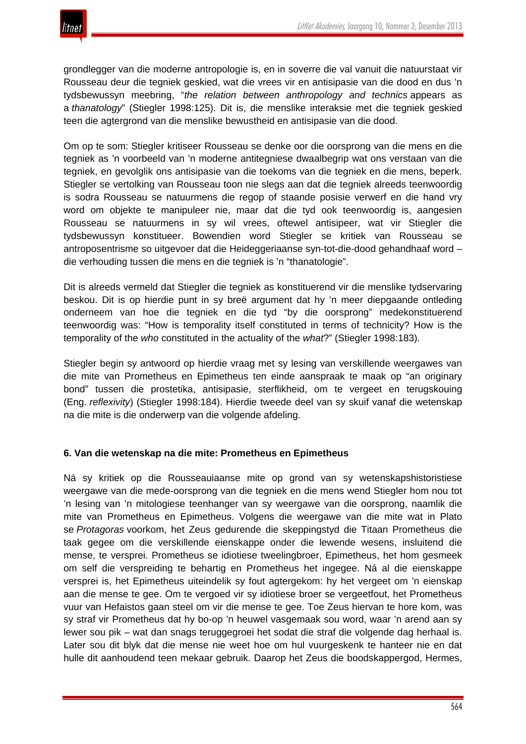grondlegger van die moderne antropologie is, en in soverre die val vanuit die natuurstaat vir Rousseau deur die tegniek geskied, wat die vrees vir en antisipasie van die dood en dus 'n tydsbewussyn meebring, "*the relation between anthropology and technics* appears as a *thanatology*" (Stiegler 1998:125). Dit is, die menslike interaksie met die tegniek geskied teen die agtergrond van die menslike bewustheid en antisipasie van die dood.

Om op te som: Stiegler kritiseer Rousseau se denke oor die oorsprong van die mens en die tegniek as 'n voorbeeld van 'n moderne antitegniese dwaalbegrip wat ons verstaan van die tegniek, en gevolglik ons antisipasie van die toekoms van die tegniek en die mens, beperk. Stiegler se vertolking van Rousseau toon nie slegs aan dat die tegniek alreeds teenwoordig is sodra Rousseau se natuurmens die regop of staande posisie verwerf en die hand vry word om objekte te manipuleer nie, maar dat die tyd ook teenwoordig is, aangesien Rousseau se natuurmens in sy wil vrees, oftewel antisipeer, wat vir Stiegler die tydsbewussyn konstitueer. Bowendien word Stiegler se kritiek van Rousseau se antroposentrisme so uitgevoer dat die Heideggeriaanse syn-tot-die-dood gehandhaaf word – die verhouding tussen die mens en die tegniek is 'n "thanatologie".

Dit is alreeds vermeld dat Stiegler die tegniek as konstituerend vir die menslike tydservaring beskou. Dit is op hierdie punt in sy breë argument dat hy 'n meer diepgaande ontleding onderneem van hoe die tegniek en die tyd "by die oorsprong" medekonstituerend teenwoordig was: "How is temporality itself constituted in terms of technicity? How is the temporality of the *who* constituted in the actuality of the *what*?" (Stiegler 1998:183).

Stiegler begin sy antwoord op hierdie vraag met sy lesing van verskillende weergawes van die mite van Prometheus en Epimetheus ten einde aanspraak te maak op "an originary bond" tussen die prostetika, antisipasie, sterflikheid, om te vergeet en terugskouing (Eng. *reflexivity*) (Stiegler 1998:184). Hierdie tweede deel van sy skuif vanaf die wetenskap na die mite is die onderwerp van die volgende afdeling.

### 6. Van die wetenskap na die mite: Prometheus en Epimetheus

Ná sy kritiek op die Rousseauiaanse mite op grond van sy wetenskapshistoristiese weergawe van die mede-oorsprong van die tegniek en die mens wend Stiegler hom nou tot 'n lesing van 'n mitologiese teenhanger van sy weergawe van die oorsprong, naamlik die mite van Prometheus en Epimetheus. Volgens die weergawe van die mite wat in Plato se *Protagoras* voorkom, het Zeus gedurende die skeppingstyd die Titaan Prometheus die taak gegee om die verskillende eienskappe onder die lewende wesens, insluitend die mense, te versprei. Prometheus se idiotiese tweelingbroer, Epimetheus, het hom gesmeek om self die verspreiding te behartig en Prometheus het ingegee. Ná al die eienskappe versprei is, het Epimetheus uiteindelik sy fout agtergekom: hy het vergeet om 'n eienskap aan die mense te gee. Om te vergoed vir sy idiotiese broer se vergeetfout, het Prometheus vuur van Hefaistos gaan steel om vir die mense te gee. Toe Zeus hiervan te hore kom, was sy straf vir Prometheus dat hy bo-op 'n heuwel vasgemaak sou word, waar 'n arend aan sy lewer sou pik – wat dan snags teruggegroei het sodat die straf die volgende dag herhaal is. Later sou dit blyk dat die mense nie weet hoe om hul vuurgeskenk te hanteer nie en dat hulle dit aanhoudend teen mekaar gebruik. Daarop het Zeus die boodskappergod, Hermes,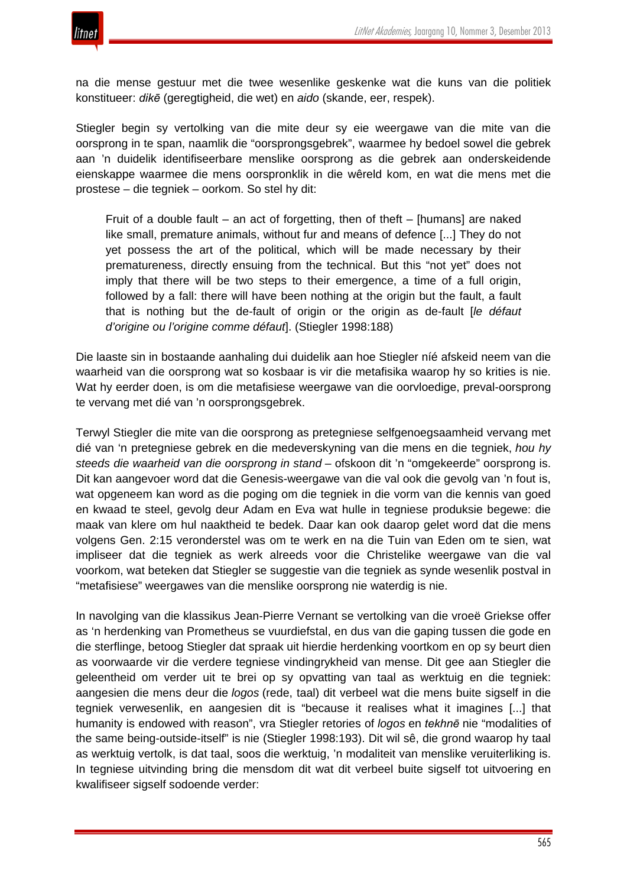na die mense gestuur met die twee wesenlike geskenke wat die kuns van die politiek konstitueer: *dikē* (geregtigheid, die wet) en *aido* (skande, eer, respek).

Stiegler begin sy vertolking van die mite deur sy eie weergawe van die mite van die oorsprong in te span, naamlik die "oorsprongsgebrek", waarmee hy bedoel sowel die gebrek aan 'n duidelik identifiseerbare menslike oorsprong as die gebrek aan onderskeidende eienskappe waarmee die mens oorspronklik in die wêreld kom, en wat die mens met die prostese – die tegniek – oorkom. So stel hy dit:

> Fruit of a double fault – an act of forgetting, then of theft – [humans] are naked like small, premature animals, without fur and means of defence [...] They do not yet possess the art of the political, which will be made necessary by their prematureness, directly ensuing from the technical. But this "not yet" does not imply that there will be two steps to their emergence, a time of a full origin, followed by a fall: there will have been nothing at the origin but the fault, a fault that is nothing but the de-fault of origin or the origin as de-fault [*le défaut d'origine ou l'origine comme défaut*]. (Stiegler 1998:188)

Die laaste sin in bostaande aanhaling dui duidelik aan hoe Stiegler *níé* afskeid neem van die waarheid van die oorsprong wat so kosbaar is vir die metafisika waarop hy so krities is nie. Wat hy eerder doen, is om die metafisiese weergawe van die oorvloedige, preval-oorsprong te vervang met dié van 'n oorsprongsgebrek.

Terwyl Stiegler die mite van die oorsprong as pretegniese selfgenoegsaamheid vervang met dié van 'n pretegniese gebrek en die medeverskyning van die mens en die tegniek, *hou hy steeds die waarheid van die oorsprong in stand* – ofskoon dit 'n "omgekeerde" oorsprong is. Dit kan aangevoer word dat die Genesis-weergawe van die val ook die gevolg van 'n fout is, wat opgeneem kan word as die poging om die tegniek in die vorm van die kennis van goed en kwaad te steel, gevolg deur Adam en Eva wat hulle in tegniese produksie begewe: die maak van klere om hul naaktheid te bedek. Daar kan ook daarop gelet word dat die mens volgens Gen. 2:15 veronderstel was om te werk en na die Tuin van Eden om te sien, wat impliseer dat die tegniek as werk alreeds voor die Christelike weergawe van die val voorkom, wat beteken dat Stiegler se suggestie van die tegniek as synde wesenlik postval in "metafisiese" weergawes van die menslike oorsprong nie waterdig is nie.

In navolging van die klassikus Jean-Pierre Vernant se vertolking van die vroeë Griekse offer as 'n herdenking van Prometheus se vuurdiefstal, en dus van die gaping tussen die gode en die sterflinge, betoog Stiegler dat spraak uit hierdie herdenking voortkom en op sy beurt dien as voorwaarde vir die verdere tegniese vindingrykheid van mense. Dit gee aan Stiegler die geleentheid om verder uit te brei op sy opvatting van taal as werktuig en die tegniek: aangesien die mens deur die *logos* (rede, taal) dit verbeel wat die mens buite sigself in die tegniek verwesenlik, en aangesien dit is "because it realises what it imagines [...] that humanity is endowed with reason", vra Stiegler retories of *logos* en *tekhnē* nie "modalities of the same being-outside-itself" is nie (Stiegler 1998:193). Dit wil sê, die grond waarop hy taal as werktuig vertolk, is dat taal, soos die werktuig, 'n modaliteit van menslike veruiterliking is. In tegniese uitvinding bring die mensdom dit wat dit verbeel buite sigself tot uitvoering en kwalifiseer sigself sodoende verder: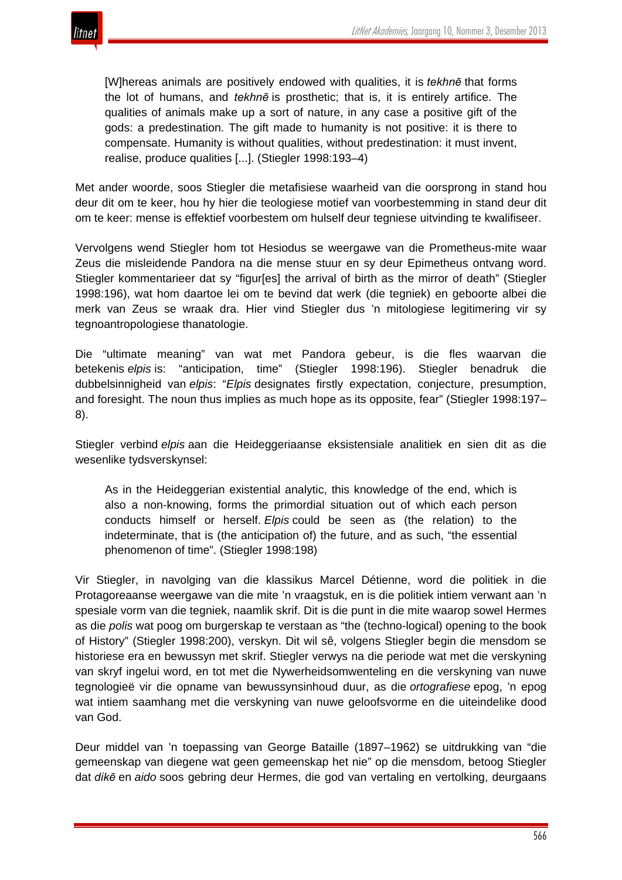> [W]hereas animals are positively endowed with qualities, it is *tekhnē* that forms the lot of humans, and *tekhnē* is prosthetic; that is, it is entirely artifice. The qualities of animals make up a sort of nature, in any case a positive gift of the gods: a predestination. The gift made to humanity is not positive: it is there to compensate. Humanity is without qualities, without predestination: it must invent, realise, produce qualities [...]. (Stiegler 1998:193–4)

Met ander woorde, soos Stiegler die metafisiese waarheid van die oorsprong in stand hou deur dit om te keer, hou hy hier die teologiese motief van voorbestemming in stand deur dit om te keer: mense is effektief voorbestem om hulself deur tegniese uitvinding te kwalifiseer.

Vervolgens wend Stiegler hom tot Hesiodus se weergawe van die Prometheus-mite waar Zeus die misleidende Pandora na die mense stuur en sy deur Epimetheus ontvang word. Stiegler kommentarieer dat sy "figur[es] the arrival of birth as the mirror of death" (Stiegler 1998:196), wat hom daartoe lei om te bevind dat werk (die tegniek) en geboorte albei die merk van Zeus se wraak dra. Hier vind Stiegler dus 'n mitologiese legitimering vir sy tegnoantropologiese thanatologie.

Die "ultimate meaning" van wat met Pandora gebeur, is die fles waarvan die betekenis *elpis* is: "anticipation, time" (Stiegler 1998:196). Stiegler benadruk die dubbelsinnigheid van *elpis*: "*Elpis* designates firstly expectation, conjecture, presumption, and foresight. The noun thus implies as much hope as its opposite, fear" (Stiegler 1998:197–8).

Stiegler verbind *elpis* aan die Heideggeriaanse eksistensiale analitiek en sien dit as die wesenlike tydsverskynsel:

> As in the Heideggerian existential analytic, this knowledge of the end, which is also a non-knowing, forms the primordial situation out of which each person conducts himself or herself. *Elpis* could be seen as (the relation) to the indeterminate, that is (the anticipation of) the future, and as such, "the essential phenomenon of time". (Stiegler 1998:198)

Vir Stiegler, in navolging van die klassikus Marcel Détienne, word die politiek in die Protagoreaanse weergawe van die mite 'n vraagstuk, en is die politiek intiem verwant aan 'n spesiale vorm van die tegniek, naamlik skrif. Dit is die punt in die mite waarop sowel Hermes as die *polis* wat poog om burgerskap te verstaan as "the (techno-logical) opening to the book of History" (Stiegler 1998:200), verskyn. Dit wil sê, volgens Stiegler begin die mensdom se historiese era en bewussyn met skrif. Stiegler verwys na die periode wat met die verskyning van skryf ingelui word, en tot met die Nywerheidsomwenteling en die verskyning van nuwe tegnologieë vir die opname van bewussynsinhoud duur, as die *ortografiese* epog, 'n epog wat intiem saamhang met die verskyning van nuwe geloofsvorme en die uiteindelike dood van God.

Deur middel van 'n toepassing van George Bataille (1897–1962) se uitdrukking van "die gemeenskap van diegene wat geen gemeenskap het nie" op die mensdom, betoog Stiegler dat *dikē* en *aido* soos gebring deur Hermes, die god van vertaling en vertolking, deurgaans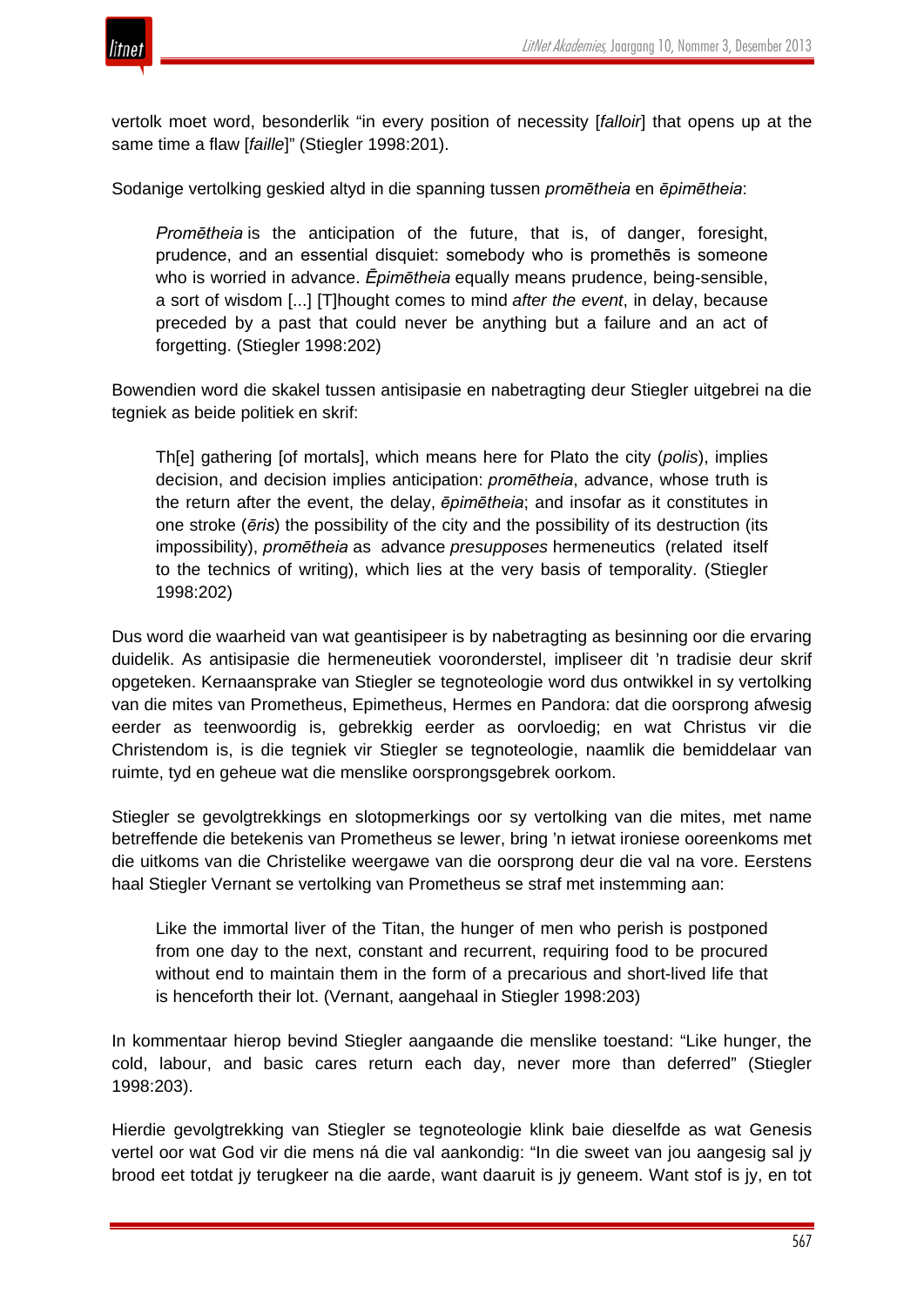vertolk moet word, besonderlik "in every position of necessity [*falloir*] that opens up at the same time a flaw [*faille*]" (Stiegler 1998:201).

Sodanige vertolking geskied altyd in die spanning tussen *promētheia* en *ēpimētheia*:

> *Promētheia* is the anticipation of the future, that is, of danger, foresight, prudence, and an essential disquiet: somebody who is promethēs is someone who is worried in advance. *Ēpimētheia* equally means prudence, being-sensible, a sort of wisdom [...] [T]hought comes to mind *after the event*, in delay, because preceded by a past that could never be anything but a failure and an act of forgetting. (Stiegler 1998:202)

Bowendien word die skakel tussen antisipasie en nabetragting deur Stiegler uitgebrei na die tegniek as beide politiek en skrif:

> Th[e] gathering [of mortals], which means here for Plato the city (*polis*), implies decision, and decision implies anticipation: *promētheia*, advance, whose truth is the return after the event, the delay, *ēpimētheia*; and insofar as it constitutes in one stroke (*ēris*) the possibility of the city and the possibility of its destruction (its impossibility), *promētheia* as advance *presupposes* hermeneutics (related itself to the technics of writing), which lies at the very basis of temporality. (Stiegler 1998:202)

Dus word die waarheid van wat geantisipeer is by nabetragting as besinning oor die ervaring duidelik. As antisipasie die hermeneutiek vooronderstel, impliseer dit 'n tradisie deur skrif opgeteken. Kernaansprake van Stiegler se tegnoteologie word dus ontwikkel in sy vertolking van die mites van Prometheus, Epimetheus, Hermes en Pandora: dat die oorsprong afwesig eerder as teenwoordig is, gebrekkig eerder as oorvloedig; en wat Christus vir die Christendom is, is die tegniek vir Stiegler se tegnoteologie, naamlik die bemiddelaar van ruimte, tyd en geheue wat die menslike oorsprongsgebrek oorkom.

Stiegler se gevolgtrekkings en slotopmerkings oor sy vertolking van die mites, met name betreffende die betekenis van Prometheus se lewer, bring 'n ietwat ironiese ooreenkoms met die uitkoms van die Christelike weergawe van die oorsprong deur die val na vore. Eerstens haal Stiegler Vernant se vertolking van Prometheus se straf met instemming aan:

> Like the immortal liver of the Titan, the hunger of men who perish is postponed from one day to the next, constant and recurrent, requiring food to be procured without end to maintain them in the form of a precarious and short-lived life that is henceforth their lot. (Vernant, aangehaal in Stiegler 1998:203)

In kommentaar hierop bevind Stiegler aangaande die menslike toestand: "Like hunger, the cold, labour, and basic cares return each day, never more than deferred" (Stiegler 1998:203).

Hierdie gevolgtrekking van Stiegler se tegnoteologie klink baie dieselfde as wat Genesis vertel oor wat God vir die mens ná die val aankondig: "In die sweet van jou aangesig sal jy brood eet totdat jy terugkeer na die aarde, want daaruit is jy geneem. Want stof is jy, en tot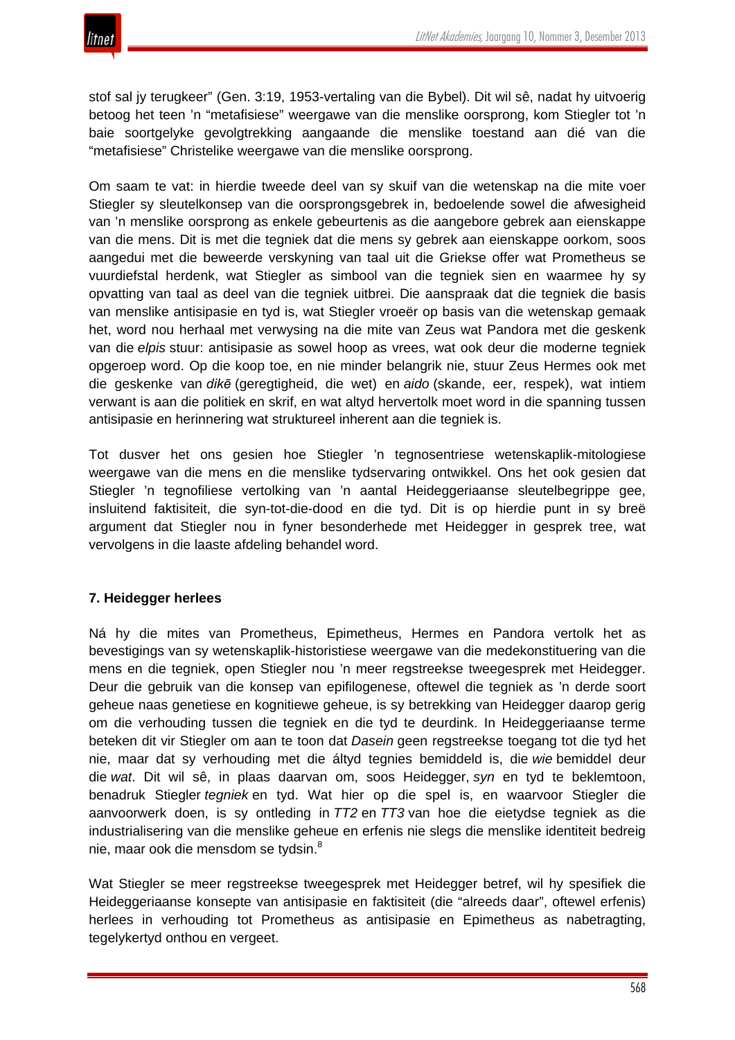stof sal jy terugkeer" (Gen. 3:19, 1953-vertaling van die Bybel). Dit wil sê, nadat hy uitvoerig betoog het teen 'n "metafisiese" weergawe van die menslike oorsprong, kom Stiegler tot 'n baie soortgelyke gevolgtrekking aangaande die menslike toestand aan dié van die "metafisiese" Christelike weergawe van die menslike oorsprong.

Om saam te vat: in hierdie tweede deel van sy skuif van die wetenskap na die mite voer Stiegler sy sleutelkonsep van die oorsprongsgebrek in, bedoelende sowel die afwesigheid van 'n menslike oorsprong as enkele gebeurtenis as die aangebore gebrek aan eienskappe van die mens. Dit is met die tegniek dat die mens sy gebrek aan eienskappe oorkom, soos aangedui met die beweerde verskyning van taal uit die Griekse offer wat Prometheus se vuurdiefstal herdenk, wat Stiegler as simbool van die tegniek sien en waarmee hy sy opvatting van taal as deel van die tegniek uitbrei. Die aanspraak dat die tegniek die basis van menslike antisipasie en tyd is, wat Stiegler vroeër op basis van die wetenskap gemaak het, word nou herhaal met verwysing na die mite van Zeus wat Pandora met die geskenk van die *elpis* stuur: antisipasie as sowel hoop as vrees, wat ook deur die moderne tegniek opgeroep word. Op die koop toe, en nie minder belangrik nie, stuur Zeus Hermes ook met die geskenke van *dikē* (geregtigheid, die wet) en *aido* (skande, eer, respek), wat intiem verwant is aan die politiek en skrif, en wat altyd hervertolk moet word in die spanning tussen antisipasie en herinnering wat struktureel inherent aan die tegniek is.

Tot dusver het ons gesien hoe Stiegler 'n tegnosentriese wetenskaplik-mitologiese weergawe van die mens en die menslike tydservaring ontwikkel. Ons het ook gesien dat Stiegler 'n tegnofiliese vertolking van 'n aantal Heideggeriaanse sleutelbegrippe gee, insluitend faktisiteit, die syn-tot-die-dood en die tyd. Dit is op hierdie punt in sy breë argument dat Stiegler nou in fyner besonderhede met Heidegger in gesprek tree, wat vervolgens in die laaste afdeling behandel word.

## 7. Heidegger herlees

Ná hy die mites van Prometheus, Epimetheus, Hermes en Pandora vertolk het as bevestigings van sy wetenskaplik-historistiese weergawe van die medekonstituering van die mens en die tegniek, open Stiegler nou 'n meer regstreekse tweegesprek met Heidegger. Deur die gebruik van die konsep van epifilogenese, oftewel die tegniek as 'n derde soort geheue naas genetiese en kognitiewe geheue, is sy betrekking van Heidegger daarop gerig om die verhouding tussen die tegniek en die tyd te deurdink. In Heideggeriaanse terme beteken dit vir Stiegler om aan te toon dat *Dasein* geen regstreekse toegang tot die tyd het nie, maar dat sy verhouding met die áltyd tegnies bemiddeld is, die *wie* bemiddel deur die *wat*. Dit wil sê, in plaas daarvan om, soos Heidegger, *syn* en tyd te beklemtoon, benadruk Stiegler *tegniek* en tyd. Wat hier op die spel is, en waarvoor Stiegler die aanvoorwerk doen, is sy ontleding in *TT2* en *TT3* van hoe die eietydse tegniek as die industrialisering van die menslike geheue en erfenis nie slegs die menslike identiteit bedreig nie, maar ook die mensdom se tydsin.[8]

Wat Stiegler se meer regstreekse tweegesprek met Heidegger betref, wil hy spesifiek die Heideggeriaanse konsepte van antisipasie en faktisiteit (die "alreeds daar", oftewel erfenis) herlees in verhouding tot Prometheus as antisipasie en Epimetheus as nabetragting, tegelykertyd onthou en vergeet.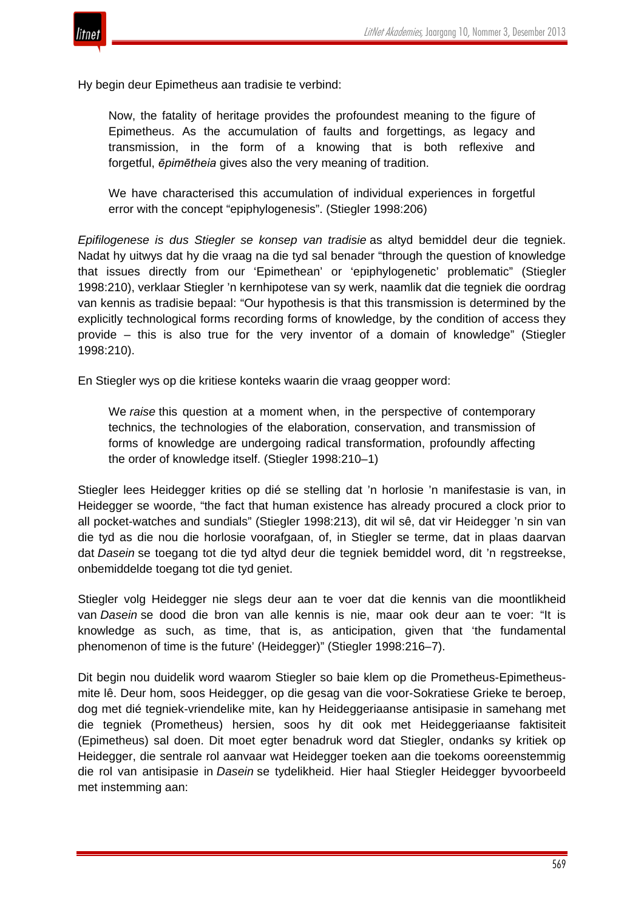Hy begin deur Epimetheus aan tradisie te verbind:

> Now, the fatality of heritage provides the profoundest meaning to the figure of Epimetheus. As the accumulation of faults and forgettings, as legacy and transmission, in the form of a knowing that is both reflexive and forgetful, *ēpimētheia* gives also the very meaning of tradition.
>
> We have characterised this accumulation of individual experiences in forgetful error with the concept "epiphylogenesis". (Stiegler 1998:206)

*Epifilogenese is dus Stiegler se konsep van tradisie* as altyd bemiddel deur die tegniek. Nadat hy uitwys dat hy die vraag na die tyd sal benader "through the question of knowledge that issues directly from our 'Epimethean' or 'epiphylogenetic' problematic" (Stiegler 1998:210), verklaar Stiegler 'n kernhipotese van sy werk, naamlik dat die tegniek die oordrag van kennis as tradisie bepaal: "Our hypothesis is that this transmission is determined by the explicitly technological forms recording forms of knowledge, by the condition of access they provide – this is also true for the very inventor of a domain of knowledge" (Stiegler 1998:210).

En Stiegler wys op die kritiese konteks waarin die vraag geopper word:

> We *raise* this question at a moment when, in the perspective of contemporary technics, the technologies of the elaboration, conservation, and transmission of forms of knowledge are undergoing radical transformation, profoundly affecting the order of knowledge itself. (Stiegler 1998:210–1)

Stiegler lees Heidegger krities op dié se stelling dat 'n horlosie 'n manifestasie is van, in Heidegger se woorde, "the fact that human existence has already procured a clock prior to all pocket-watches and sundials" (Stiegler 1998:213), dit wil sê, dat vir Heidegger 'n sin van die tyd as die nou die horlosie voorafgaan, of, in Stiegler se terme, dat in plaas daarvan dat *Dasein* se toegang tot die tyd altyd deur die tegniek bemiddel word, dit 'n regstreekse, onbemiddelde toegang tot die tyd geniet.

Stiegler volg Heidegger nie slegs deur aan te voer dat die kennis van die moontlikheid van *Dasein* se dood die bron van alle kennis is nie, maar ook deur aan te voer: "It is knowledge as such, as time, that is, as anticipation, given that 'the fundamental phenomenon of time is the future' (Heidegger)" (Stiegler 1998:216–7).

Dit begin nou duidelik word waarom Stiegler so baie klem op die Prometheus-Epimetheus-mite lê. Deur hom, soos Heidegger, op die gesag van die voor-Sokratiese Grieke te beroep, dog met dié tegniek-vriendelike mite, kan hy Heideggeriaanse antisipasie in samehang met die tegniek (Prometheus) hersien, soos hy dit ook met Heideggeriaanse faktisiteit (Epimetheus) sal doen. Dit moet egter benadruk word dat Stiegler, ondanks sy kritiek op Heidegger, die sentrale rol aanvaar wat Heidegger toeken aan die toekoms ooreenstemmig die rol van antisipasie in *Dasein* se tydelikheid. Hier haal Stiegler Heidegger byvoorbeeld met instemming aan: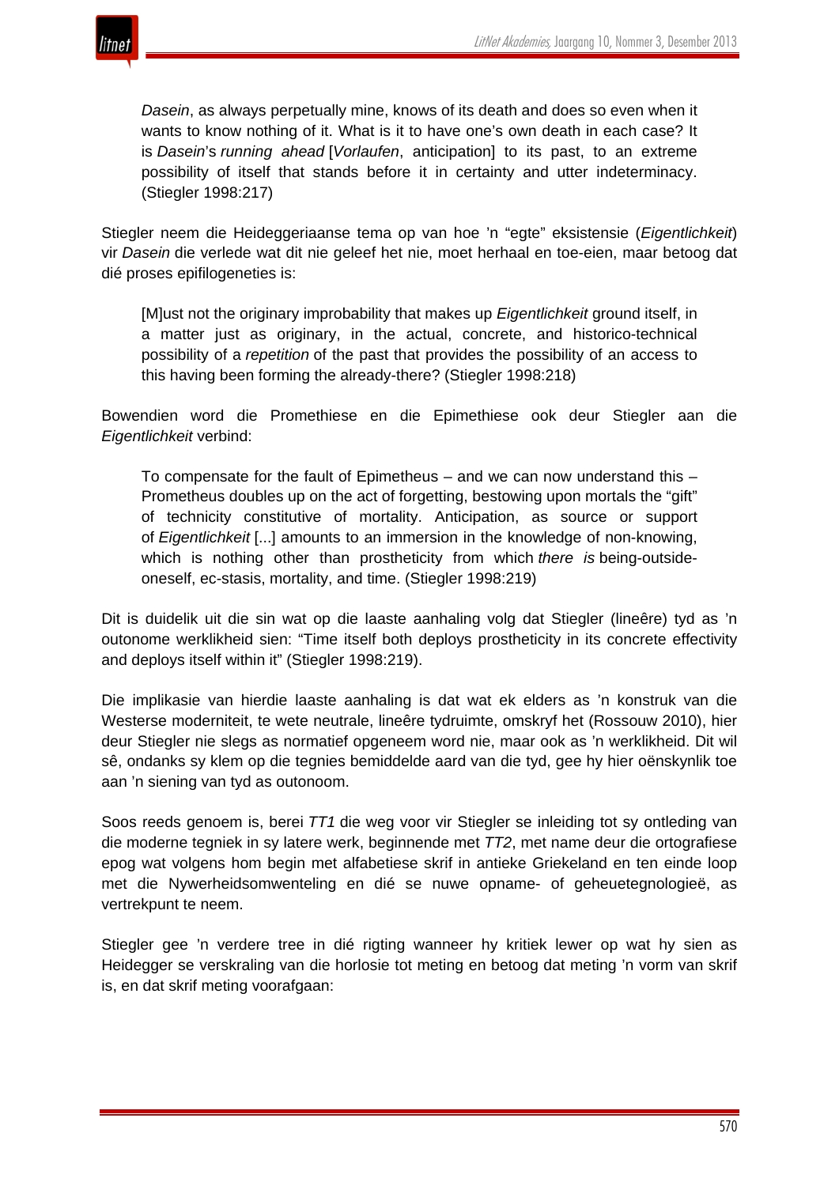> *Dasein*, as always perpetually mine, knows of its death and does so even when it wants to know nothing of it. What is it to have one's own death in each case? It is *Dasein*'s *running ahead* [*Vorlaufen*, anticipation] to its past, to an extreme possibility of itself that stands before it in certainty and utter indeterminacy. (Stiegler 1998:217)

Stiegler neem die Heideggeriaanse tema op van hoe 'n "egte" eksistensie (*Eigentlichkeit*) vir *Dasein* die verlede wat dit nie geleef het nie, moet herhaal en toe-eien, maar betoog dat dié proses epifilogeneties is:

> [M]ust not the originary improbability that makes up *Eigentlichkeit* ground itself, in a matter just as originary, in the actual, concrete, and historico-technical possibility of a *repetition* of the past that provides the possibility of an access to this having been forming the already-there? (Stiegler 1998:218)

Bowendien word die Promethiese en die Epimethiese ook deur Stiegler aan die *Eigentlichkeit* verbind:

> To compensate for the fault of Epimetheus – and we can now understand this – Prometheus doubles up on the act of forgetting, bestowing upon mortals the "gift" of technicity constitutive of mortality. Anticipation, as source or support of *Eigentlichkeit* [...] amounts to an immersion in the knowledge of non-knowing, which is nothing other than prostheticity from which *there is* being-outside-oneself, ec-stasis, mortality, and time. (Stiegler 1998:219)

Dit is duidelik uit die sin wat op die laaste aanhaling volg dat Stiegler (lineêre) tyd as 'n outonome werklikheid sien: "Time itself both deploys prostheticity in its concrete effectivity and deploys itself within it" (Stiegler 1998:219).

Die implikasie van hierdie laaste aanhaling is dat wat ek elders as 'n konstruk van die Westerse moderniteit, te wete neutrale, lineêre tydruimte, omskryf het (Rossouw 2010), hier deur Stiegler nie slegs as normatief opgeneem word nie, maar ook as 'n werklikheid. Dit wil sê, ondanks sy klem op die tegnies bemiddelde aard van die tyd, gee hy hier oënskynlik toe aan 'n siening van tyd as outonoom.

Soos reeds genoem is, berei *TT1* die weg voor vir Stiegler se inleiding tot sy ontleding van die moderne tegniek in sy latere werk, beginnende met *TT2*, met name deur die ortografiese epog wat volgens hom begin met alfabetiese skrif in antieke Griekeland en ten einde loop met die Nywerheidsomwenteling en dié se nuwe opname- of geheuetegnologieë, as vertrekpunt te neem.

Stiegler gee 'n verdere tree in dié rigting wanneer hy kritiek lewer op wat hy sien as Heidegger se verskraling van die horlosie tot meting en betoog dat meting 'n vorm van skrif is, en dat skrif meting voorafgaan: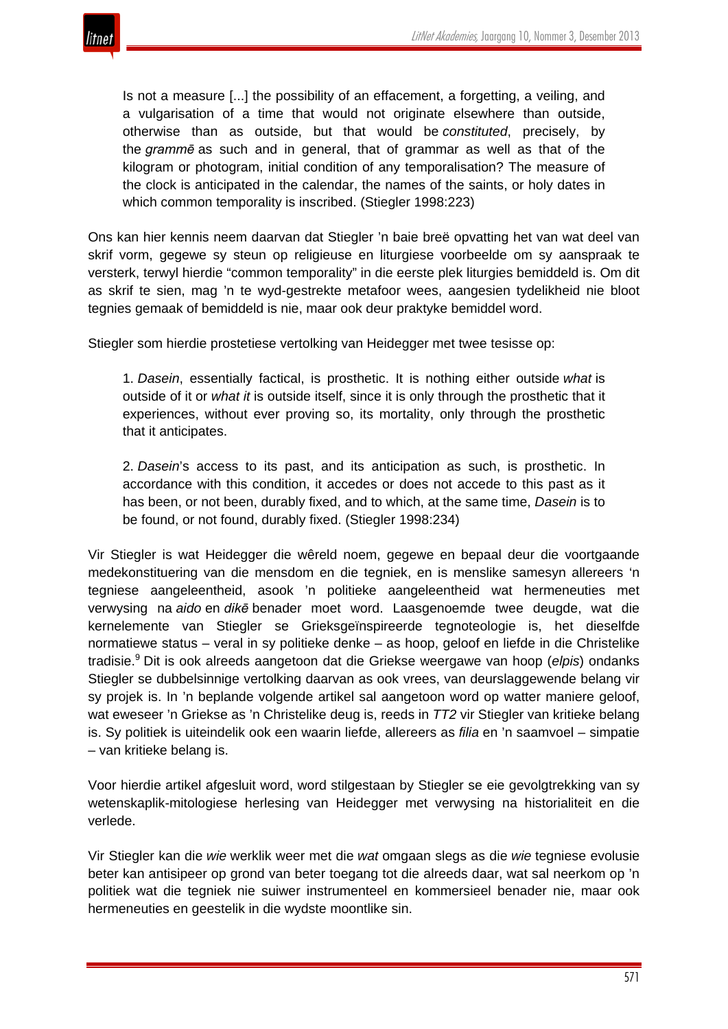> Is not a measure [...] the possibility of an effacement, a forgetting, a veiling, and a vulgarisation of a time that would not originate elsewhere than outside, otherwise than as outside, but that would be *constituted*, precisely, by the *grammē* as such and in general, that of grammar as well as that of the kilogram or photogram, initial condition of any temporalisation? The measure of the clock is anticipated in the calendar, the names of the saints, or holy dates in which common temporality is inscribed. (Stiegler 1998:223)

Ons kan hier kennis neem daarvan dat Stiegler 'n baie breë opvatting het van wat deel van skrif vorm, gegewe sy steun op religieuse en liturgiese voorbeelde om sy aanspraak te versterk, terwyl hierdie "common temporality" in die eerste plek liturgies bemiddeld is. Om dit as skrif te sien, mag 'n te wyd-gestrekte metafoor wees, aangesien tydelikheid nie bloot tegnies gemaak of bemiddeld is nie, maar ook deur praktyke bemiddel word.

Stiegler som hierdie prostetiese vertolking van Heidegger met twee tesisse op:

> 1. *Dasein*, essentially factical, is prosthetic. It is nothing either outside *what* is outside of it or *what it* is outside itself, since it is only through the prosthetic that it experiences, without ever proving so, its mortality, only through the prosthetic that it anticipates.
>
> 2. *Dasein*'s access to its past, and its anticipation as such, is prosthetic. In accordance with this condition, it accedes or does not accede to this past as it has been, or not been, durably fixed, and to which, at the same time, *Dasein* is to be found, or not found, durably fixed. (Stiegler 1998:234)

Vir Stiegler is wat Heidegger die wêreld noem, gegewe en bepaal deur die voortgaande medekonstituering van die mensdom en die tegniek, en is menslike samesyn allereers 'n tegniese aangeleentheid, asook 'n politieke aangeleentheid wat hermeneuties met verwysing na *aido* en *dikē* benader moet word. Laasgenoemde twee deugde, wat die kernelemente van Stiegler se Grieksgeïnspireerde tegnoteologie is, het dieselfde normatiewe status – veral in sy politieke denke – as hoop, geloof en liefde in die Christelike tradisie.[9] Dit is ook alreeds aangetoon dat die Griekse weergawe van hoop (*elpis*) ondanks Stiegler se dubbelsinnige vertolking daarvan as ook vrees, van deurslaggewende belang vir sy projek is. In 'n beplande volgende artikel sal aangetoon word op watter maniere geloof, wat eweseer 'n Griekse as 'n Christelike deug is, reeds in *TT2* vir Stiegler van kritieke belang is. Sy politiek is uiteindelik ook een waarin liefde, allereers as *filia* en 'n saamvoel – simpatie – van kritieke belang is.

Voor hierdie artikel afgesluit word, word stilgestaan by Stiegler se eie gevolgtrekking van sy wetenskaplik-mitologiese herlesing van Heidegger met verwysing na historialiteit en die verlede.

Vir Stiegler kan die *wie* werklik weer met die *wat* omgaan slegs as die *wie* tegniese evolusie beter kan antisipeer op grond van beter toegang tot die alreeds daar, wat sal neerkom op 'n politiek wat die tegniek nie suiwer instrumenteel en kommersieel benader nie, maar ook hermeneuties en geestelik in die wydste moontlike sin.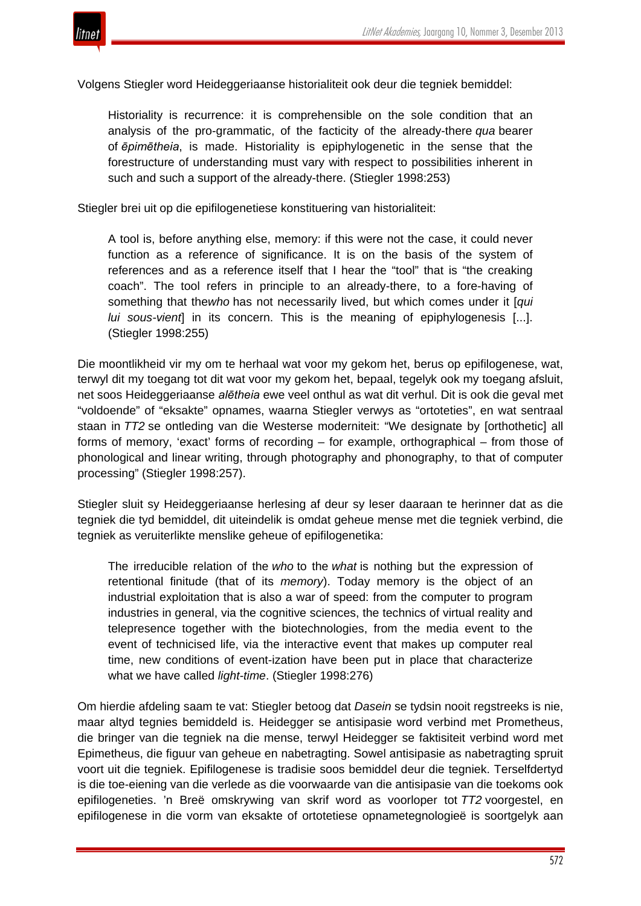Volgens Stiegler word Heideggeriaanse historialiteit ook deur die tegniek bemiddel:

> Historiality is recurrence: it is comprehensible on the sole condition that an analysis of the pro-grammatic, of the facticity of the already-there *qua* bearer of *ēpimētheia*, is made. Historiality is epiphylogenetic in the sense that the forestructure of understanding must vary with respect to possibilities inherent in such and such a support of the already-there. (Stiegler 1998:253)

Stiegler brei uit op die epifilogenetiese konstituering van historialiteit:

> A tool is, before anything else, memory: if this were not the case, it could never function as a reference of significance. It is on the basis of the system of references and as a reference itself that I hear the "tool" that is "the creaking coach". The tool refers in principle to an already-there, to a fore-having of something that the*who* has not necessarily lived, but which comes under it [*qui lui sous-vient*] in its concern. This is the meaning of epiphylogenesis [...]. (Stiegler 1998:255)

Die moontlikheid vir my om te herhaal wat voor my gekom het, berus op epifilogenese, wat, terwyl dit my toegang tot dit wat voor my gekom het, bepaal, tegelyk ook my toegang afsluit, net soos Heideggeriaanse *alētheia* ewe veel onthul as wat dit verhul. Dit is ook die geval met "voldoende" of "eksakte" opnames, waarna Stiegler verwys as "ortoteties", en wat sentraal staan in *TT2* se ontleding van die Westerse moderniteit: "We designate by [orthothetic] all forms of memory, 'exact' forms of recording – for example, orthographical – from those of phonological and linear writing, through photography and phonography, to that of computer processing" (Stiegler 1998:257).

Stiegler sluit sy Heideggeriaanse herlesing af deur sy leser daaraan te herinner dat as die tegniek die tyd bemiddel, dit uiteindelik is omdat geheue mense met die tegniek verbind, die tegniek as veruiterlikte menslike geheue of epifilogenetika:

> The irreducible relation of the *who* to the *what* is nothing but the expression of retentional finitude (that of its *memory*). Today memory is the object of an industrial exploitation that is also a war of speed: from the computer to program industries in general, via the cognitive sciences, the technics of virtual reality and telepresence together with the biotechnologies, from the media event to the event of technicised life, via the interactive event that makes up computer real time, new conditions of event-ization have been put in place that characterize what we have called *light-time*. (Stiegler 1998:276)

Om hierdie afdeling saam te vat: Stiegler betoog dat *Dasein* se tydsin nooit regstreeks is nie, maar altyd tegnies bemiddeld is. Heidegger se antisipasie word verbind met Prometheus, die bringer van die tegniek na die mense, terwyl Heidegger se faktisiteit verbind word met Epimetheus, die figuur van geheue en nabetragting. Sowel antisipasie as nabetragting spruit voort uit die tegniek. Epifilogenese is tradisie soos bemiddel deur die tegniek. Terselfdertyd is die toe-eiening van die verlede as die voorwaarde van die antisipasie van die toekoms ook epifilogeneties. 'n Breë omskrywing van skrif word as voorloper tot *TT2* voorgestel, en epifilogenese in die vorm van eksakte of ortotetiese opnametegnologieë is soortgelyk aan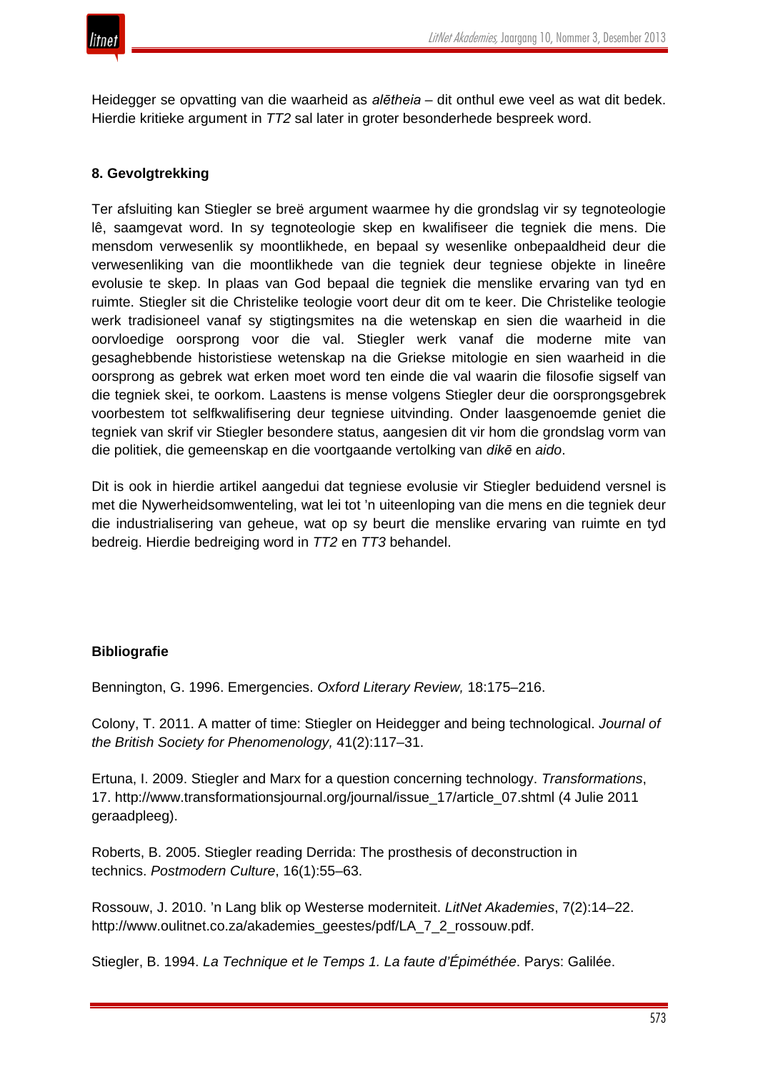Heidegger se opvatting van die waarheid as *alētheia* – dit onthul ewe veel as wat dit bedek. Hierdie kritieke argument in *TT2* sal later in groter besonderhede bespreek word.

## 8. Gevolgtrekking

Ter afsluiting kan Stiegler se breë argument waarmee hy die grondslag vir sy tegnoteologie lê, saamgevat word. In sy tegnoteologie skep en kwalifiseer die tegniek die mens. Die mensdom verwesenlik sy moontlikhede, en bepaal sy wesenlike onbepaaldheid deur die verwesenliking van die moontlikhede van die tegniek deur tegniese objekte in lineêre evolusie te skep. In plaas van God bepaal die tegniek die menslike ervaring van tyd en ruimte. Stiegler sit die Christelike teologie voort deur dit om te keer. Die Christelike teologie werk tradisioneel vanaf sy stigtingsmites na die wetenskap en sien die waarheid in die oorvloedige oorsprong voor die val. Stiegler werk vanaf die moderne mite van gesaghebbende historistiese wetenskap na die Griekse mitologie en sien waarheid in die oorsprong as gebrek wat erken moet word ten einde die val waarin die filosofie sigself van die tegniek skei, te oorkom. Laastens is mense volgens Stiegler deur die oorsprongsgebrek voorbestem tot selfkwalifisering deur tegniese uitvinding. Onder laasgenoemde geniet die tegniek van skrif vir Stiegler besondere status, aangesien dit vir hom die grondslag vorm van die politiek, die gemeenskap en die voortgaande vertolking van *dikē* en *aido*.

Dit is ook in hierdie artikel aangedui dat tegniese evolusie vir Stiegler beduidend versnel is met die Nywerheidsomwenteling, wat lei tot 'n uiteenloping van die mens en die tegniek deur die industrialisering van geheue, wat op sy beurt die menslike ervaring van ruimte en tyd bedreig. Hierdie bedreiging word in *TT2* en *TT3* behandel.

## Bibliografie

Bennington, G. 1996. Emergencies. *Oxford Literary Review,* 18:175–216.

Colony, T. 2011. A matter of time: Stiegler on Heidegger and being technological. *Journal of the British Society for Phenomenology,* 41(2):117–31.

Ertuna, I. 2009. Stiegler and Marx for a question concerning technology. *Transformations*, 17. http://www.transformationsjournal.org/journal/issue_17/article_07.shtml (4 Julie 2011 geraadpleeg).

Roberts, B. 2005. Stiegler reading Derrida: The prosthesis of deconstruction in technics. *Postmodern Culture*, 16(1):55–63.

Rossouw, J. 2010. 'n Lang blik op Westerse moderniteit. *LitNet Akademies*, 7(2):14–22. http://www.oulitnet.co.za/akademies_geestes/pdf/LA_7_2_rossouw.pdf.

Stiegler, B. 1994. *La Technique et le Temps 1. La faute d'Épiméthée*. Parys: Galilée.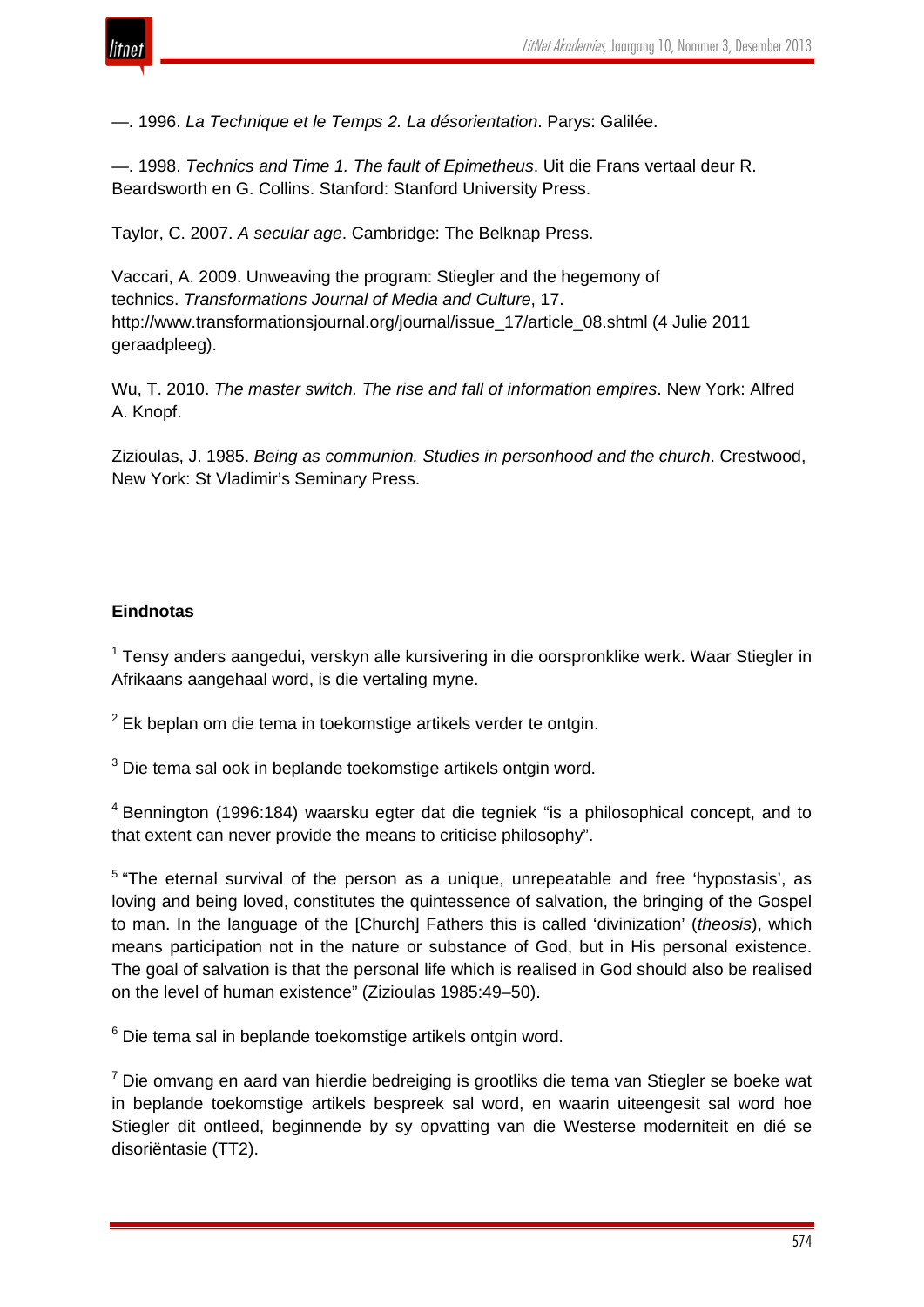—. 1996. *La Technique et le Temps 2. La désorientation*. Parys: Galilée.

—. 1998. *Technics and Time 1. The fault of Epimetheus*. Uit die Frans vertaal deur R. Beardsworth en G. Collins. Stanford: Stanford University Press.

Taylor, C. 2007. *A secular age*. Cambridge: The Belknap Press.

Vaccari, A. 2009. Unweaving the program: Stiegler and the hegemony of technics. *Transformations Journal of Media and Culture*, 17. http://www.transformationsjournal.org/journal/issue_17/article_08.shtml (4 Julie 2011 geraadpleeg).

Wu, T. 2010. *The master switch. The rise and fall of information empires*. New York: Alfred A. Knopf.

Zizioulas, J. 1985. *Being as communion. Studies in personhood and the church*. Crestwood, New York: St Vladimir's Seminary Press.

**Eindnotas**

[1] Tensy anders aangedui, verskyn alle kursivering in die oorspronklike werk. Waar Stiegler in Afrikaans aangehaal word, is die vertaling myne.

[2] Ek beplan om die tema in toekomstige artikels verder te ontgin.

[3] Die tema sal ook in beplande toekomstige artikels ontgin word.

[4] Bennington (1996:184) waarsku egter dat die tegniek "is a philosophical concept, and to that extent can never provide the means to criticise philosophy".

[5] "The eternal survival of the person as a unique, unrepeatable and free 'hypostasis', as loving and being loved, constitutes the quintessence of salvation, the bringing of the Gospel to man. In the language of the [Church] Fathers this is called 'divinization' (*theosis*), which means participation not in the nature or substance of God, but in His personal existence. The goal of salvation is that the personal life which is realised in God should also be realised on the level of human existence" (Zizioulas 1985:49–50).

[6] Die tema sal in beplande toekomstige artikels ontgin word.

[7] Die omvang en aard van hierdie bedreiging is grootliks die tema van Stiegler se boeke wat in beplande toekomstige artikels bespreek sal word, en waarin uiteengesit sal word hoe Stiegler dit ontleed, beginnende by sy opvatting van die Westerse moderniteit en dié se disoriëntasie (TT2).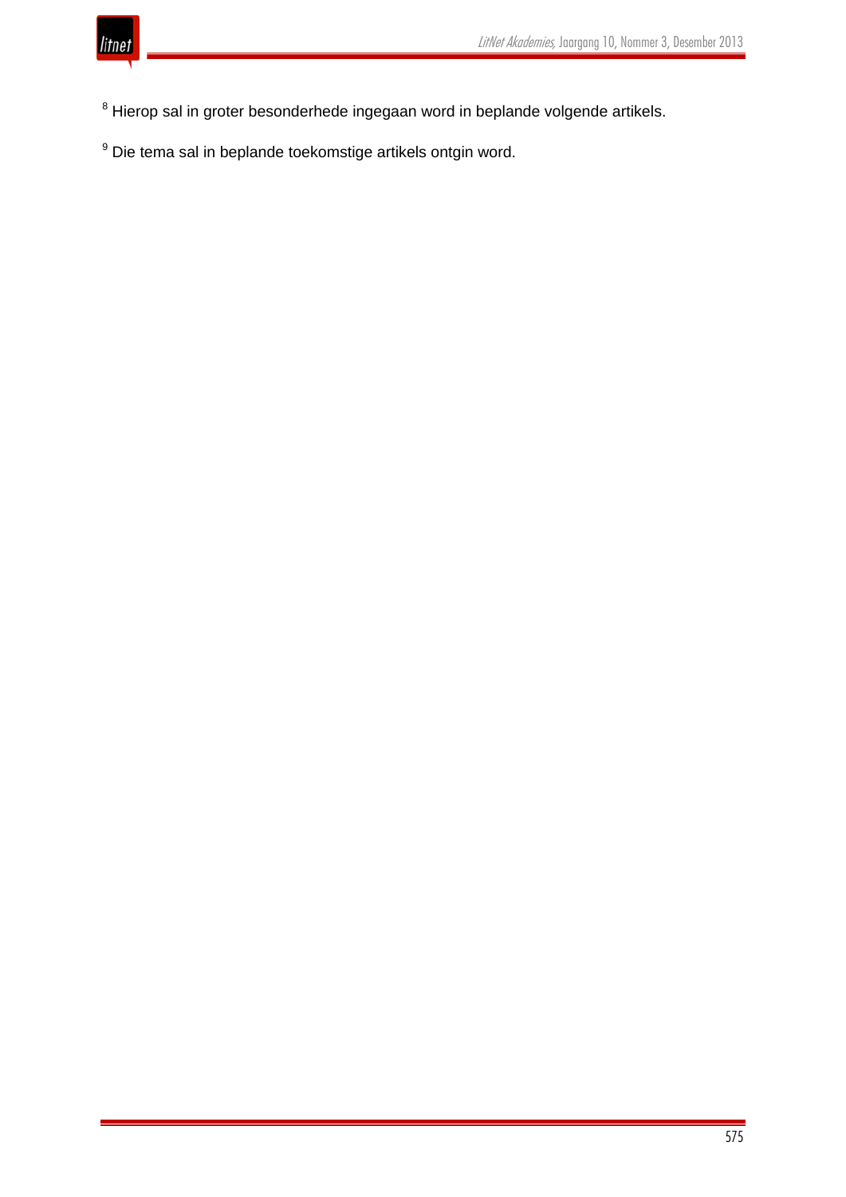[8] Hierop sal in groter besonderhede ingegaan word in beplande volgende artikels.

[9] Die tema sal in beplande toekomstige artikels ontgin word.